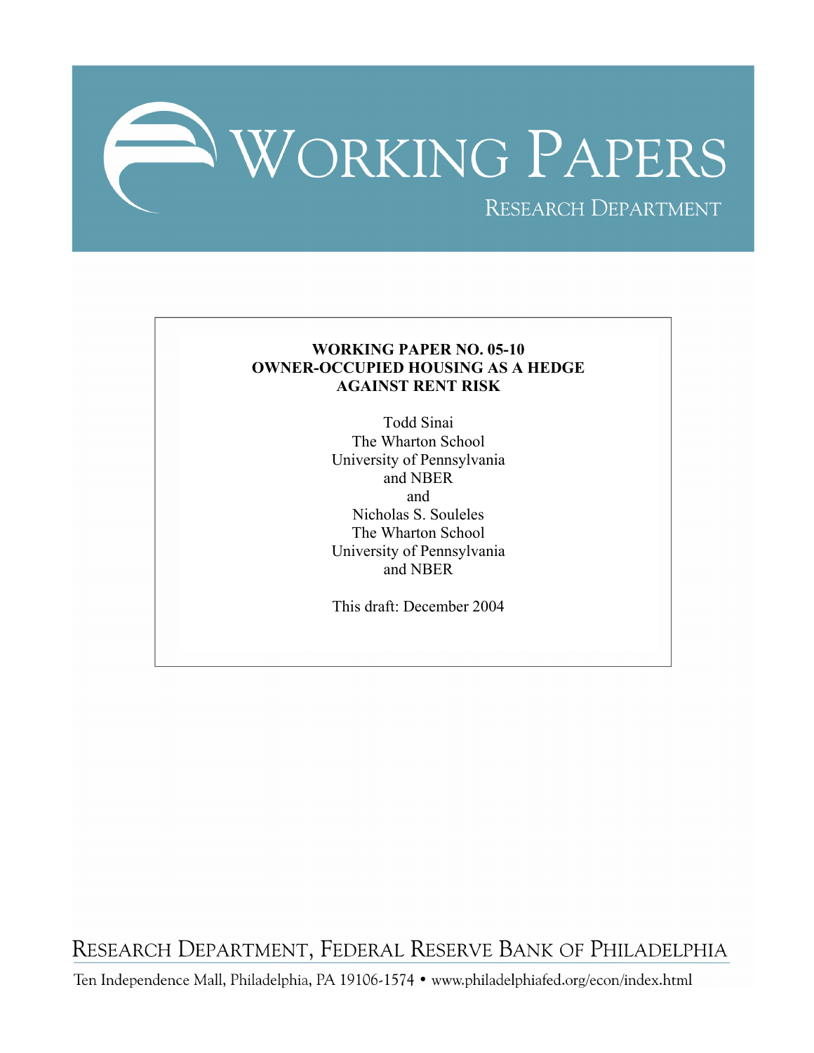# WORKING PAPERS

RESEARCH DEPARTMENT

**WORKING PAPER NO. 05-10**
**OWNER-OCCUPIED HOUSING AS A HEDGE AGAINST RENT RISK**

Todd Sinai
The Wharton School
University of Pennsylvania
and NBER
and
Nicholas S. Souleles
The Wharton School
University of Pennsylvania
and NBER

This draft: December 2004

RESEARCH DEPARTMENT, FEDERAL RESERVE BANK OF PHILADELPHIA

Ten Independence Mall, Philadelphia, PA 19106-1574 • www.philadelphiafed.org/econ/index.html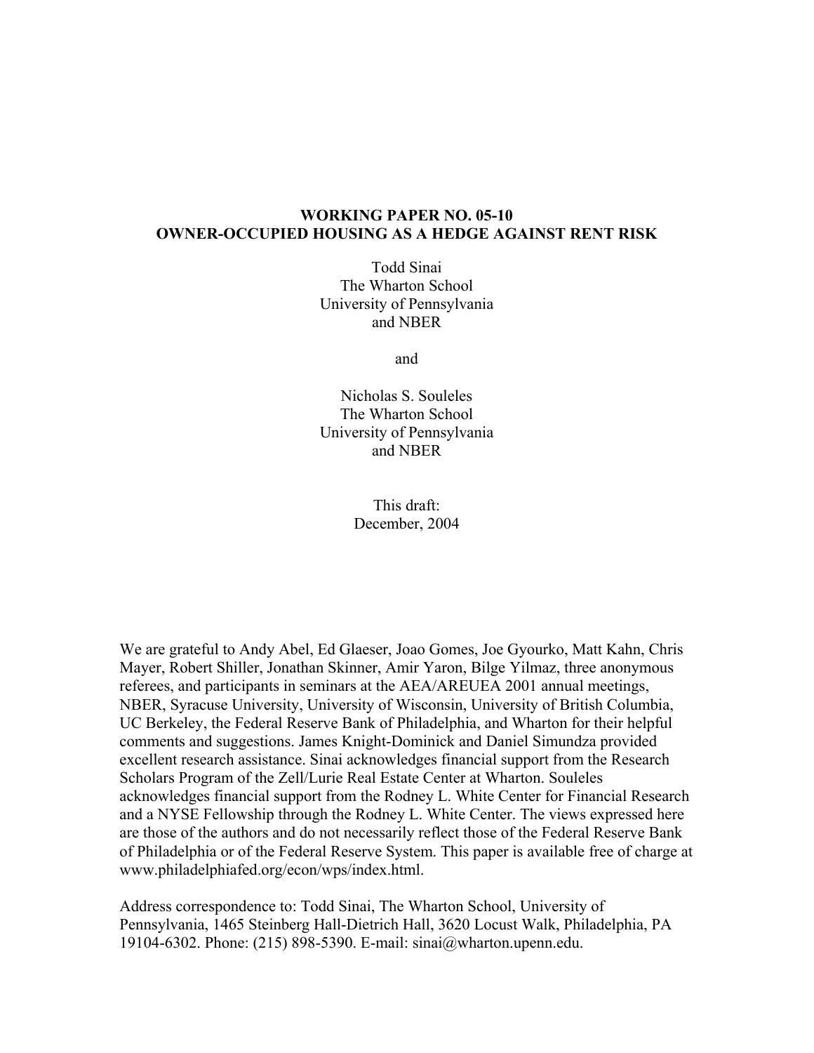**WORKING PAPER NO. 05-10**
**OWNER-OCCUPIED HOUSING AS A HEDGE AGAINST RENT RISK**

Todd Sinai
The Wharton School
University of Pennsylvania
and NBER

and

Nicholas S. Souleles
The Wharton School
University of Pennsylvania
and NBER

This draft:
December, 2004

We are grateful to Andy Abel, Ed Glaeser, Joao Gomes, Joe Gyourko, Matt Kahn, Chris Mayer, Robert Shiller, Jonathan Skinner, Amir Yaron, Bilge Yilmaz, three anonymous referees, and participants in seminars at the AEA/AREUEA 2001 annual meetings, NBER, Syracuse University, University of Wisconsin, University of British Columbia, UC Berkeley, the Federal Reserve Bank of Philadelphia, and Wharton for their helpful comments and suggestions. James Knight-Dominick and Daniel Simundza provided excellent research assistance. Sinai acknowledges financial support from the Research Scholars Program of the Zell/Lurie Real Estate Center at Wharton. Souleles acknowledges financial support from the Rodney L. White Center for Financial Research and a NYSE Fellowship through the Rodney L. White Center. The views expressed here are those of the authors and do not necessarily reflect those of the Federal Reserve Bank of Philadelphia or of the Federal Reserve System. This paper is available free of charge at www.philadelphiafed.org/econ/wps/index.html.

Address correspondence to: Todd Sinai, The Wharton School, University of Pennsylvania, 1465 Steinberg Hall-Dietrich Hall, 3620 Locust Walk, Philadelphia, PA 19104-6302. Phone: (215) 898-5390. E-mail: sinai@wharton.upenn.edu.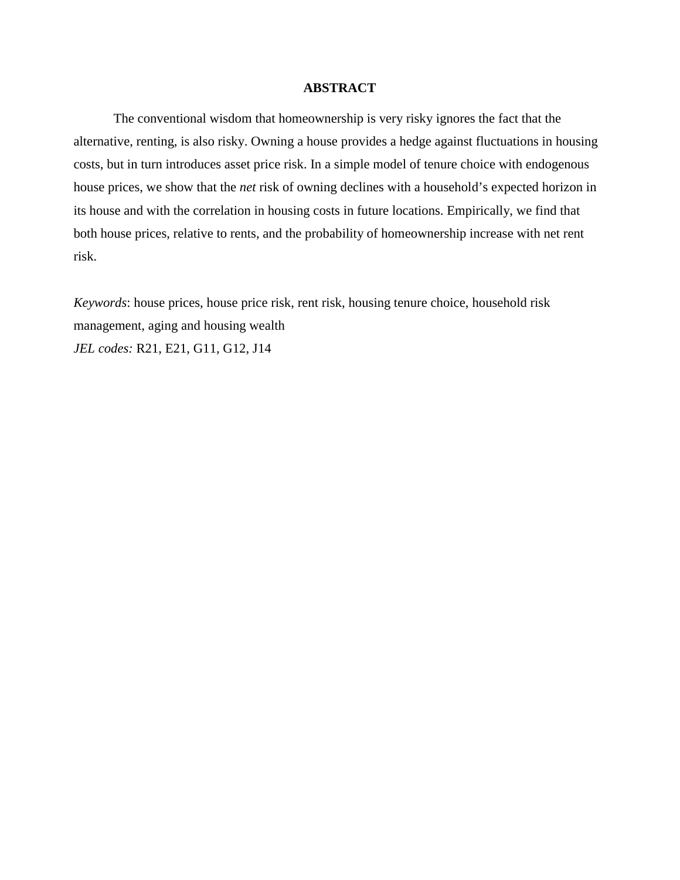## ABSTRACT

The conventional wisdom that homeownership is very risky ignores the fact that the alternative, renting, is also risky. Owning a house provides a hedge against fluctuations in housing costs, but in turn introduces asset price risk. In a simple model of tenure choice with endogenous house prices, we show that the *net* risk of owning declines with a household's expected horizon in its house and with the correlation in housing costs in future locations. Empirically, we find that both house prices, relative to rents, and the probability of homeownership increase with net rent risk.

*Keywords*: house prices, house price risk, rent risk, housing tenure choice, household risk management, aging and housing wealth
*JEL codes:* R21, E21, G11, G12, J14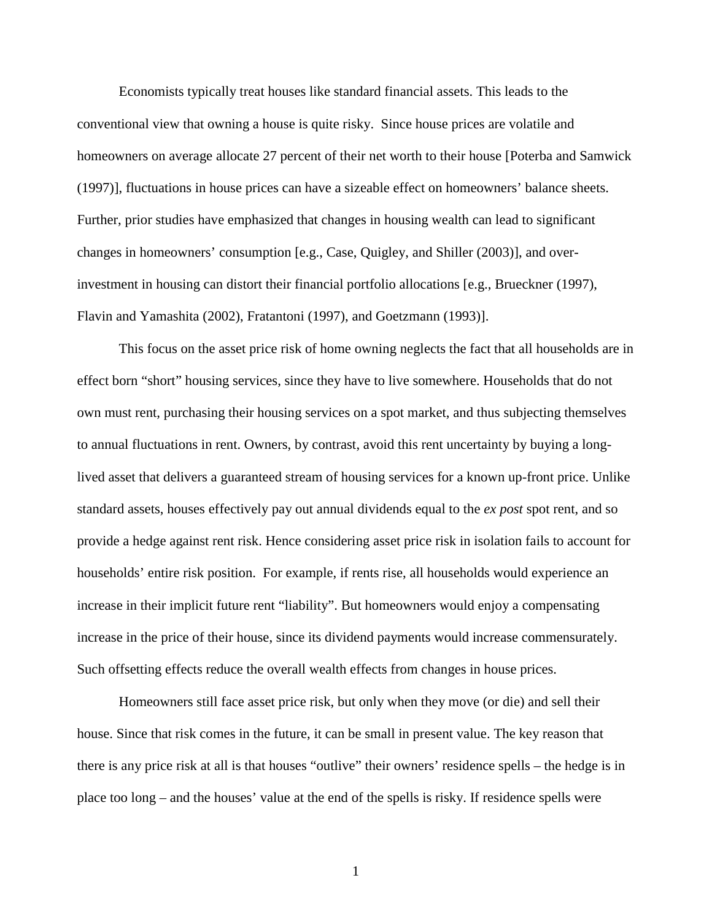Economists typically treat houses like standard financial assets. This leads to the conventional view that owning a house is quite risky. Since house prices are volatile and homeowners on average allocate 27 percent of their net worth to their house [Poterba and Samwick (1997)], fluctuations in house prices can have a sizeable effect on homeowners' balance sheets. Further, prior studies have emphasized that changes in housing wealth can lead to significant changes in homeowners' consumption [e.g., Case, Quigley, and Shiller (2003)], and over-investment in housing can distort their financial portfolio allocations [e.g., Brueckner (1997), Flavin and Yamashita (2002), Fratantoni (1997), and Goetzmann (1993)].

This focus on the asset price risk of home owning neglects the fact that all households are in effect born "short" housing services, since they have to live somewhere. Households that do not own must rent, purchasing their housing services on a spot market, and thus subjecting themselves to annual fluctuations in rent. Owners, by contrast, avoid this rent uncertainty by buying a long-lived asset that delivers a guaranteed stream of housing services for a known up-front price. Unlike standard assets, houses effectively pay out annual dividends equal to the *ex post* spot rent, and so provide a hedge against rent risk. Hence considering asset price risk in isolation fails to account for households' entire risk position. For example, if rents rise, all households would experience an increase in their implicit future rent "liability". But homeowners would enjoy a compensating increase in the price of their house, since its dividend payments would increase commensurately. Such offsetting effects reduce the overall wealth effects from changes in house prices.

Homeowners still face asset price risk, but only when they move (or die) and sell their house. Since that risk comes in the future, it can be small in present value. The key reason that there is any price risk at all is that houses "outlive" their owners' residence spells – the hedge is in place too long – and the houses' value at the end of the spells is risky. If residence spells were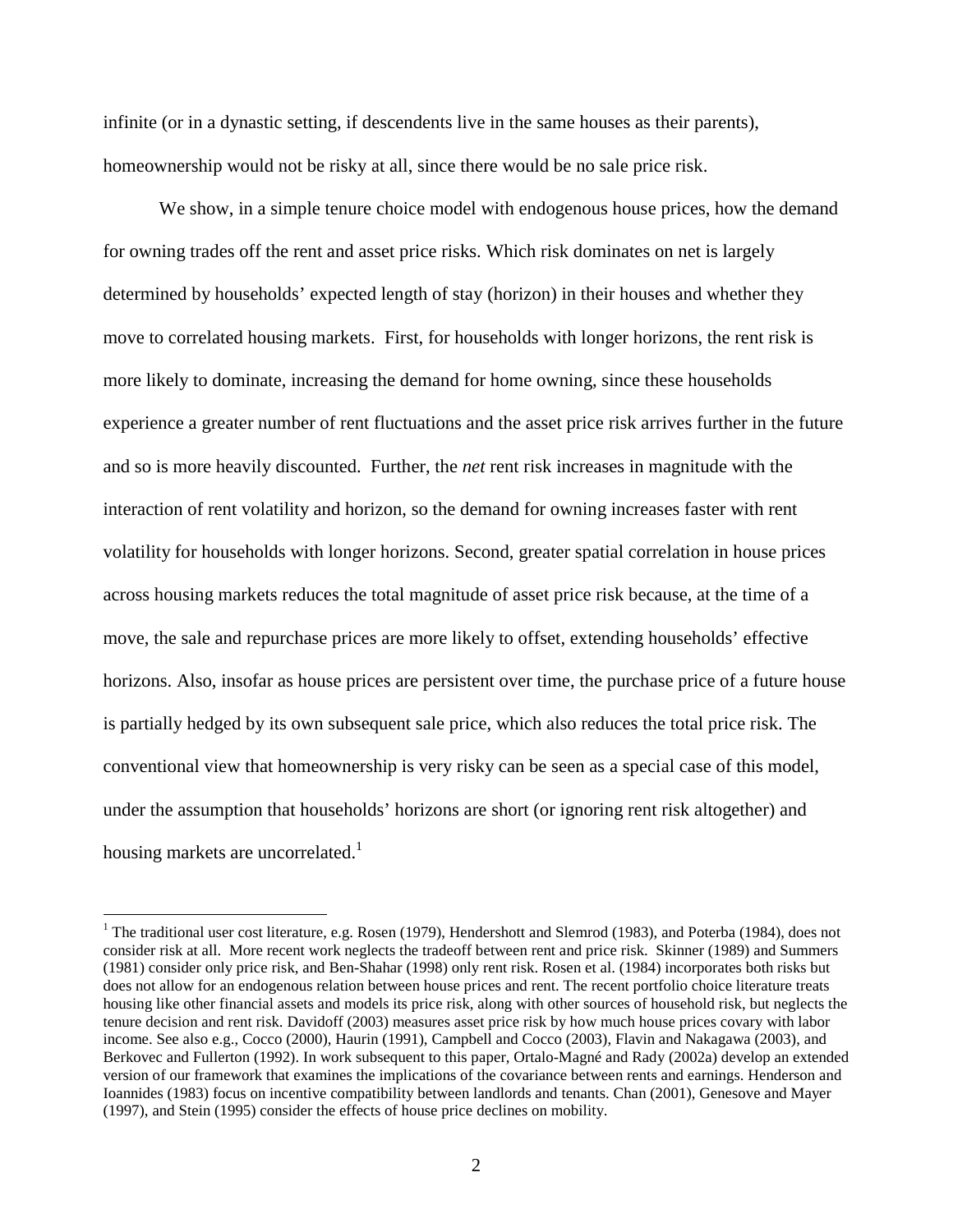infinite (or in a dynastic setting, if descendents live in the same houses as their parents), homeownership would not be risky at all, since there would be no sale price risk.

We show, in a simple tenure choice model with endogenous house prices, how the demand for owning trades off the rent and asset price risks. Which risk dominates on net is largely determined by households' expected length of stay (horizon) in their houses and whether they move to correlated housing markets. First, for households with longer horizons, the rent risk is more likely to dominate, increasing the demand for home owning, since these households experience a greater number of rent fluctuations and the asset price risk arrives further in the future and so is more heavily discounted. Further, the *net* rent risk increases in magnitude with the interaction of rent volatility and horizon, so the demand for owning increases faster with rent volatility for households with longer horizons. Second, greater spatial correlation in house prices across housing markets reduces the total magnitude of asset price risk because, at the time of a move, the sale and repurchase prices are more likely to offset, extending households' effective horizons. Also, insofar as house prices are persistent over time, the purchase price of a future house is partially hedged by its own subsequent sale price, which also reduces the total price risk. The conventional view that homeownership is very risky can be seen as a special case of this model, under the assumption that households' horizons are short (or ignoring rent risk altogether) and housing markets are uncorrelated.[1]

[1] The traditional user cost literature, e.g. Rosen (1979), Hendershott and Slemrod (1983), and Poterba (1984), does not consider risk at all. More recent work neglects the tradeoff between rent and price risk. Skinner (1989) and Summers (1981) consider only price risk, and Ben-Shahar (1998) only rent risk. Rosen et al. (1984) incorporates both risks but does not allow for an endogenous relation between house prices and rent. The recent portfolio choice literature treats housing like other financial assets and models its price risk, along with other sources of household risk, but neglects the tenure decision and rent risk. Davidoff (2003) measures asset price risk by how much house prices covary with labor income. See also e.g., Cocco (2000), Haurin (1991), Campbell and Cocco (2003), Flavin and Nakagawa (2003), and Berkovec and Fullerton (1992). In work subsequent to this paper, Ortalo-Magné and Rady (2002a) develop an extended version of our framework that examines the implications of the covariance between rents and earnings. Henderson and Ioannides (1983) focus on incentive compatibility between landlords and tenants. Chan (2001), Genesove and Mayer (1997), and Stein (1995) consider the effects of house price declines on mobility.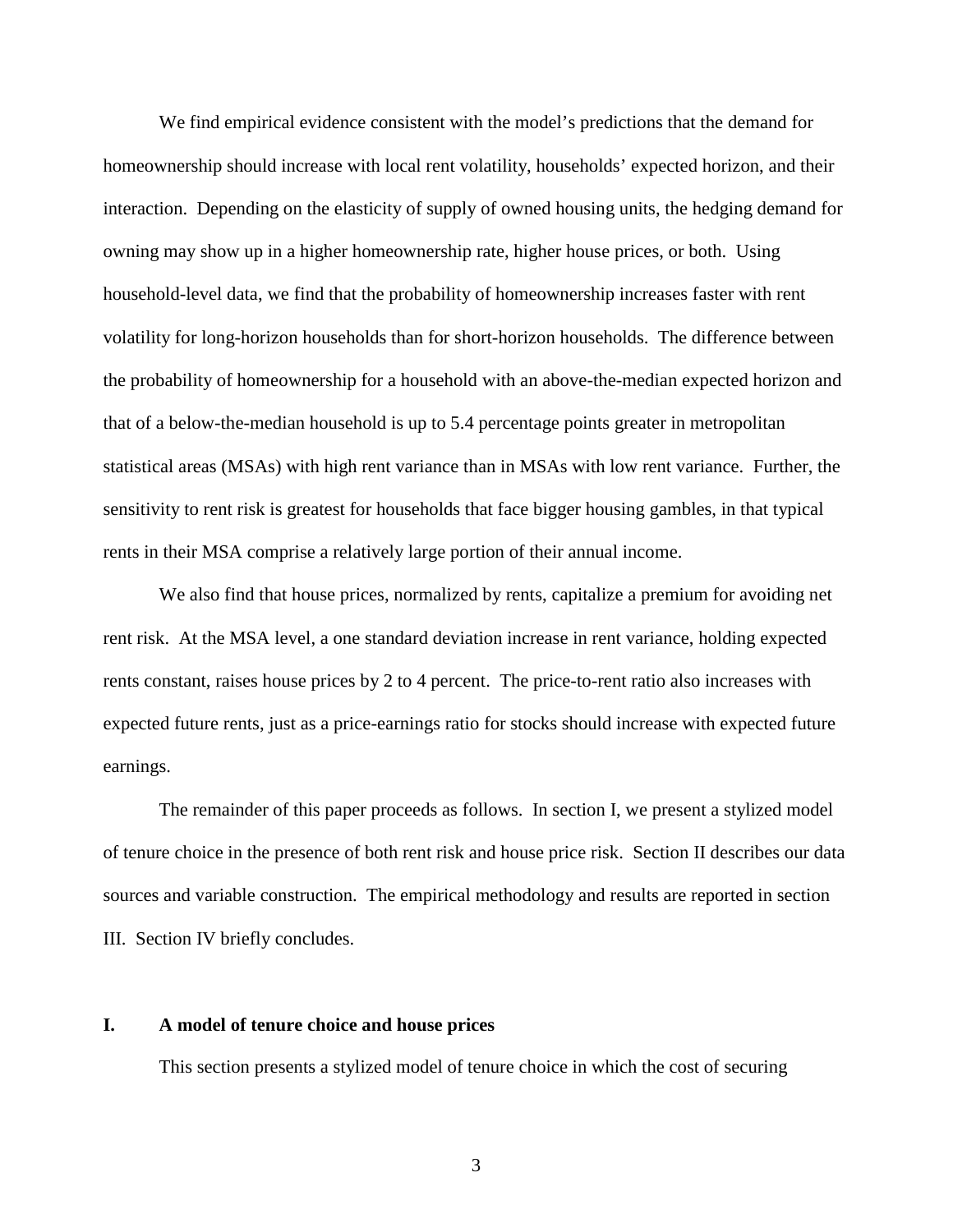We find empirical evidence consistent with the model's predictions that the demand for homeownership should increase with local rent volatility, households' expected horizon, and their interaction. Depending on the elasticity of supply of owned housing units, the hedging demand for owning may show up in a higher homeownership rate, higher house prices, or both. Using household-level data, we find that the probability of homeownership increases faster with rent volatility for long-horizon households than for short-horizon households. The difference between the probability of homeownership for a household with an above-the-median expected horizon and that of a below-the-median household is up to 5.4 percentage points greater in metropolitan statistical areas (MSAs) with high rent variance than in MSAs with low rent variance. Further, the sensitivity to rent risk is greatest for households that face bigger housing gambles, in that typical rents in their MSA comprise a relatively large portion of their annual income.

We also find that house prices, normalized by rents, capitalize a premium for avoiding net rent risk. At the MSA level, a one standard deviation increase in rent variance, holding expected rents constant, raises house prices by 2 to 4 percent. The price-to-rent ratio also increases with expected future rents, just as a price-earnings ratio for stocks should increase with expected future earnings.

The remainder of this paper proceeds as follows. In section I, we present a stylized model of tenure choice in the presence of both rent risk and house price risk. Section II describes our data sources and variable construction. The empirical methodology and results are reported in section III. Section IV briefly concludes.

## I. A model of tenure choice and house prices

This section presents a stylized model of tenure choice in which the cost of securing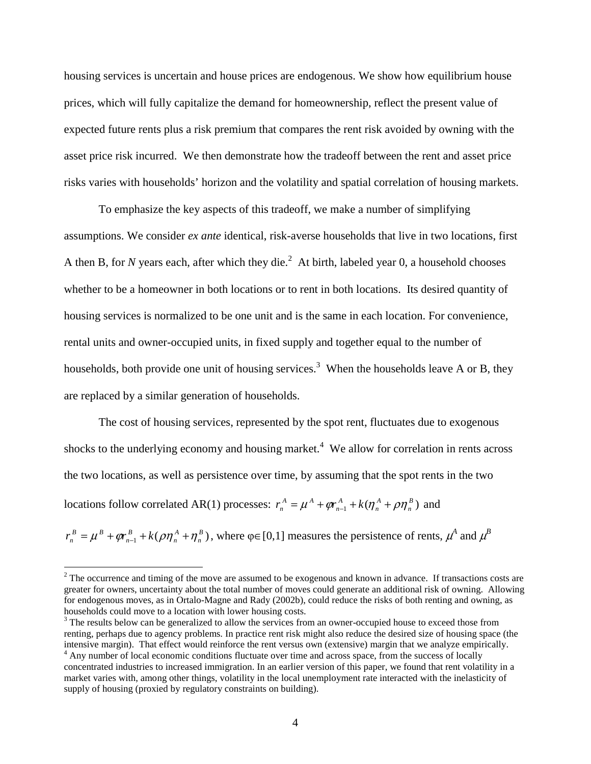housing services is uncertain and house prices are endogenous. We show how equilibrium house prices, which will fully capitalize the demand for homeownership, reflect the present value of expected future rents plus a risk premium that compares the rent risk avoided by owning with the asset price risk incurred. We then demonstrate how the tradeoff between the rent and asset price risks varies with households' horizon and the volatility and spatial correlation of housing markets.

To emphasize the key aspects of this tradeoff, we make a number of simplifying assumptions. We consider *ex ante* identical, risk-averse households that live in two locations, first A then B, for *N* years each, after which they die.[2] At birth, labeled year 0, a household chooses whether to be a homeowner in both locations or to rent in both locations. Its desired quantity of housing services is normalized to be one unit and is the same in each location. For convenience, rental units and owner-occupied units, in fixed supply and together equal to the number of households, both provide one unit of housing services.[3] When the households leave A or B, they are replaced by a similar generation of households.

The cost of housing services, represented by the spot rent, fluctuates due to exogenous shocks to the underlying economy and housing market.[4] We allow for correlation in rents across the two locations, as well as persistence over time, by assuming that the spot rents in the two locations follow correlated AR(1) processes: $r_n^A = \mu^A + \varphi r_{n-1}^A + k(\eta_n^A + \rho\eta_n^B)$ and $r_n^B = \mu^B + \varphi r_{n-1}^B + k(\rho\eta_n^A + \eta_n^B)$, where $\varphi \in [0,1]$ measures the persistence of rents, $\mu^A$ and $\mu^B$

[2] The occurrence and timing of the move are assumed to be exogenous and known in advance. If transactions costs are greater for owners, uncertainty about the total number of moves could generate an additional risk of owning. Allowing for endogenous moves, as in Ortalo-Magne and Rady (2002b), could reduce the risks of both renting and owning, as households could move to a location with lower housing costs.

[3] The results below can be generalized to allow the services from an owner-occupied house to exceed those from renting, perhaps due to agency problems. In practice rent risk might also reduce the desired size of housing space (the intensive margin). That effect would reinforce the rent versus own (extensive) margin that we analyze empirically.

[4] Any number of local economic conditions fluctuate over time and across space, from the success of locally concentrated industries to increased immigration. In an earlier version of this paper, we found that rent volatility in a market varies with, among other things, volatility in the local unemployment rate interacted with the inelasticity of supply of housing (proxied by regulatory constraints on building).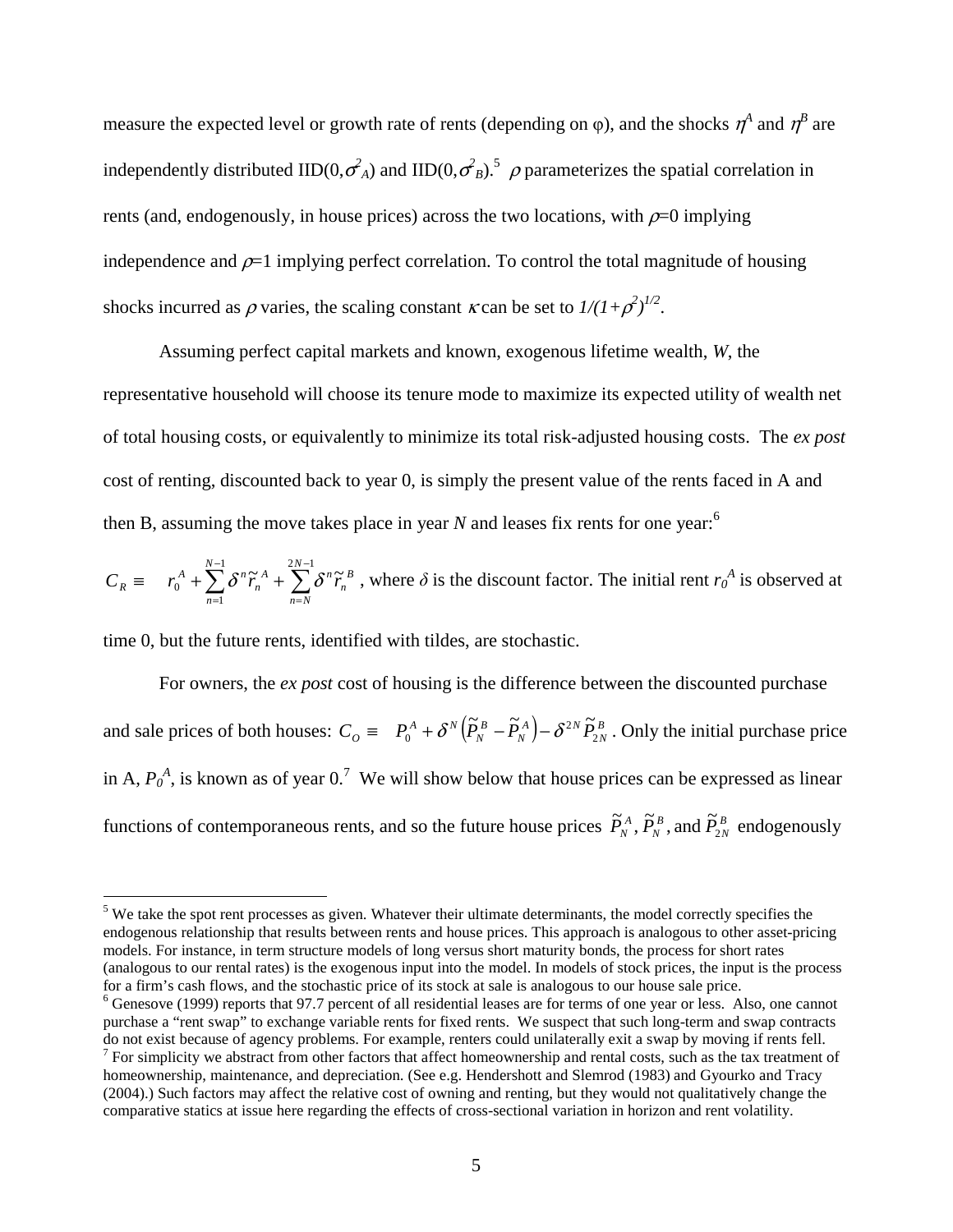measure the expected level or growth rate of rents (depending on φ), and the shocks $\eta^A$ and $\eta^B$ are independently distributed IID($0,\sigma^2_A$) and IID($0,\sigma^2_B$).[5] $\rho$ parameterizes the spatial correlation in rents (and, endogenously, in house prices) across the two locations, with $\rho$=0 implying independence and $\rho$=1 implying perfect correlation. To control the total magnitude of housing shocks incurred as $\rho$ varies, the scaling constant $\kappa$ can be set to $1/(1+\rho^2)^{1/2}$.

Assuming perfect capital markets and known, exogenous lifetime wealth, *W*, the representative household will choose its tenure mode to maximize its expected utility of wealth net of total housing costs, or equivalently to minimize its total risk-adjusted housing costs. The *ex post* cost of renting, discounted back to year 0, is simply the present value of the rents faced in A and then B, assuming the move takes place in year *N* and leases fix rents for one year:[6]

$C_R \equiv \quad r_0^A + \sum_{n=1}^{N-1} \delta^n \tilde{r}_n^A + \sum_{n=N}^{2N-1} \delta^n \tilde{r}_n^B$ , where $\delta$ is the discount factor. The initial rent $r_0^A$ is observed at time 0, but the future rents, identified with tildes, are stochastic.

For owners, the *ex post* cost of housing is the difference between the discounted purchase and sale prices of both houses: $C_O \equiv \quad P_0^A + \delta^N \left(\tilde{P}_N^B - \tilde{P}_N^A\right) - \delta^{2N} \tilde{P}_{2N}^B$ . Only the initial purchase price in A, $P_0^A$, is known as of year 0.[7] We will show below that house prices can be expressed as linear functions of contemporaneous rents, and so the future house prices $\tilde{P}_N^A$, $\tilde{P}_N^B$, and $\tilde{P}_{2N}^B$ endogenously

[5] We take the spot rent processes as given. Whatever their ultimate determinants, the model correctly specifies the endogenous relationship that results between rents and house prices. This approach is analogous to other asset-pricing models. For instance, in term structure models of long versus short maturity bonds, the process for short rates (analogous to our rental rates) is the exogenous input into the model. In models of stock prices, the input is the process for a firm's cash flows, and the stochastic price of its stock at sale is analogous to our house sale price.

[6] Genesove (1999) reports that 97.7 percent of all residential leases are for terms of one year or less. Also, one cannot purchase a "rent swap" to exchange variable rents for fixed rents. We suspect that such long-term and swap contracts do not exist because of agency problems. For example, renters could unilaterally exit a swap by moving if rents fell.

[7] For simplicity we abstract from other factors that affect homeownership and rental costs, such as the tax treatment of homeownership, maintenance, and depreciation. (See e.g. Hendershott and Slemrod (1983) and Gyourko and Tracy (2004).) Such factors may affect the relative cost of owning and renting, but they would not qualitatively change the comparative statics at issue here regarding the effects of cross-sectional variation in horizon and rent volatility.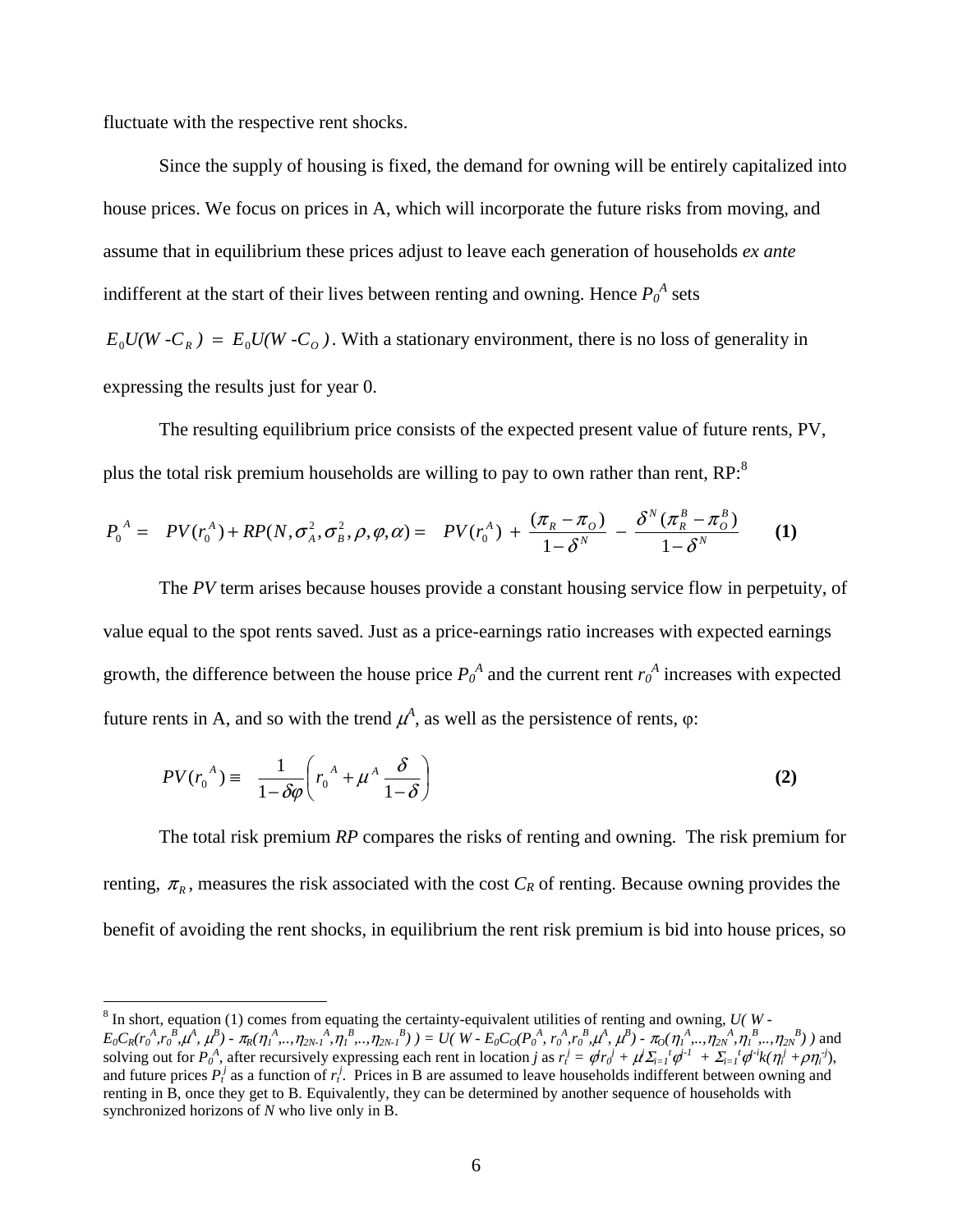fluctuate with the respective rent shocks.

Since the supply of housing is fixed, the demand for owning will be entirely capitalized into house prices. We focus on prices in A, which will incorporate the future risks from moving, and assume that in equilibrium these prices adjust to leave each generation of households *ex ante* indifferent at the start of their lives between renting and owning. Hence $P_0^A$ sets $E_0U(W - C_R) = E_0U(W - C_O)$. With a stationary environment, there is no loss of generality in expressing the results just for year 0.

The resulting equilibrium price consists of the expected present value of future rents, PV, plus the total risk premium households are willing to pay to own rather than rent, RP:[8]

$$P_0^A = PV(r_0^A) + RP(N, \sigma_A^2, \sigma_B^2, \rho, \varphi, \alpha) = PV(r_0^A) + \frac{(\pi_R - \pi_O)}{1-\delta^N} - \frac{\delta^N(\pi_R^B - \pi_O^B)}{1-\delta^N} \qquad \textbf{(1)}$$

The *PV* term arises because houses provide a constant housing service flow in perpetuity, of value equal to the spot rents saved. Just as a price-earnings ratio increases with expected earnings growth, the difference between the house price $P_0^A$ and the current rent $r_0^A$ increases with expected future rents in A, and so with the trend $\mu^A$, as well as the persistence of rents, $\varphi$:

$$PV(r_0^A) \equiv \frac{1}{1-\delta\varphi}\left(r_0^A + \mu^A \frac{\delta}{1-\delta}\right) \qquad \textbf{(2)}$$

The total risk premium *RP* compares the risks of renting and owning. The risk premium for renting, $\pi_R$, measures the risk associated with the cost $C_R$ of renting. Because owning provides the benefit of avoiding the rent shocks, in equilibrium the rent risk premium is bid into house prices, so

[8] In short, equation (1) comes from equating the certainty-equivalent utilities of renting and owning, $U(W - E_0C_R(r_0^A, r_0^B, \mu^A, \mu^B) - \pi_R(\eta_1^A, .., \eta_{2N-1}^A, \eta_1^B, .., \eta_{2N-1}^B)) = U(W - E_0C_O(P_0^A, r_0^A, r_0^B, \mu^A, \mu^B) - \pi_O(\eta_1^A, .., \eta_{2N}^A, \eta_1^B, .., \eta_{2N}^B))$ and solving out for $P_0^A$, after recursively expressing each rent in location *j* as $r_t^j = \varphi r_0^j + \mu^j \Sigma_{i=1}^t \varphi^{i-1} + \Sigma_{i=1}^t \varphi^{t-i} k(\eta_i^j + \rho\eta_i^{-j})$, and future prices $P_t^j$ as a function of $r_t^j$. Prices in B are assumed to leave households indifferent between owning and renting in B, once they get to B. Equivalently, they can be determined by another sequence of households with synchronized horizons of *N* who live only in B.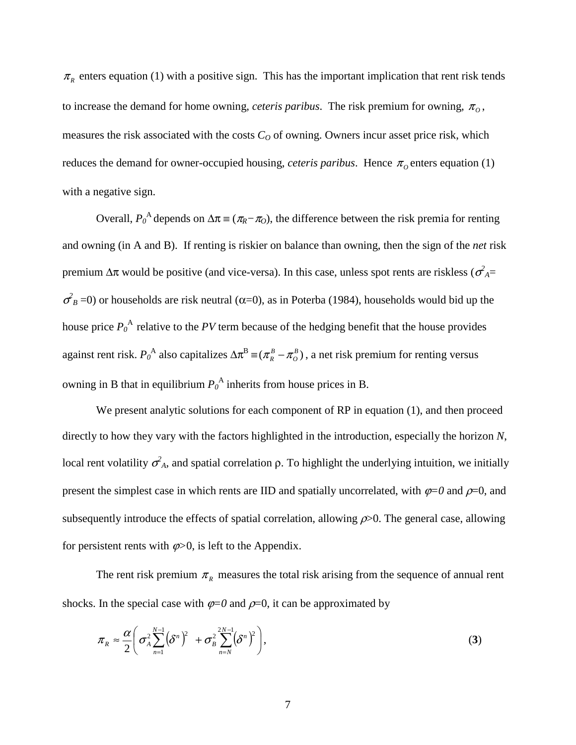$\pi_R$ enters equation (1) with a positive sign. This has the important implication that rent risk tends to increase the demand for home owning, *ceteris paribus*. The risk premium for owning, $\pi_O$, measures the risk associated with the costs $C_O$ of owning. Owners incur asset price risk, which reduces the demand for owner-occupied housing, *ceteris paribus*. Hence $\pi_O$ enters equation (1) with a negative sign.

Overall, $P_0^A$ depends on $\Delta\pi \equiv (\pi_R - \pi_O)$, the difference between the risk premia for renting and owning (in A and B). If renting is riskier on balance than owning, then the sign of the *net* risk premium $\Delta\pi$ would be positive (and vice-versa). In this case, unless spot rents are riskless ($\sigma^2_A = \sigma^2_B = 0$) or households are risk neutral ($\alpha$=0), as in Poterba (1984), households would bid up the house price $P_0^A$ relative to the *PV* term because of the hedging benefit that the house provides against rent risk. $P_0^A$ also capitalizes $\Delta\pi^B \equiv (\pi_R^B - \pi_O^B)$, a net risk premium for renting versus owning in B that in equilibrium $P_0^A$ inherits from house prices in B.

We present analytic solutions for each component of RP in equation (1), and then proceed directly to how they vary with the factors highlighted in the introduction, especially the horizon $N$, local rent volatility $\sigma^2_A$, and spatial correlation $\rho$. To highlight the underlying intuition, we initially present the simplest case in which rents are IID and spatially uncorrelated, with $\varphi=0$ and $\rho=0$, and subsequently introduce the effects of spatial correlation, allowing $\rho>0$. The general case, allowing for persistent rents with $\varphi>0$, is left to the Appendix.

The rent risk premium $\pi_R$ measures the total risk arising from the sequence of annual rent shocks. In the special case with $\varphi=0$ and $\rho=0$, it can be approximated by

$$\pi_R \approx \frac{\alpha}{2}\left( \sigma_A^2 \sum_{n=1}^{N-1} \left(\delta^n\right)^2 + \sigma_B^2 \sum_{n=N}^{2N-1} \left(\delta^n\right)^2 \right), \qquad \textbf{(3)}$$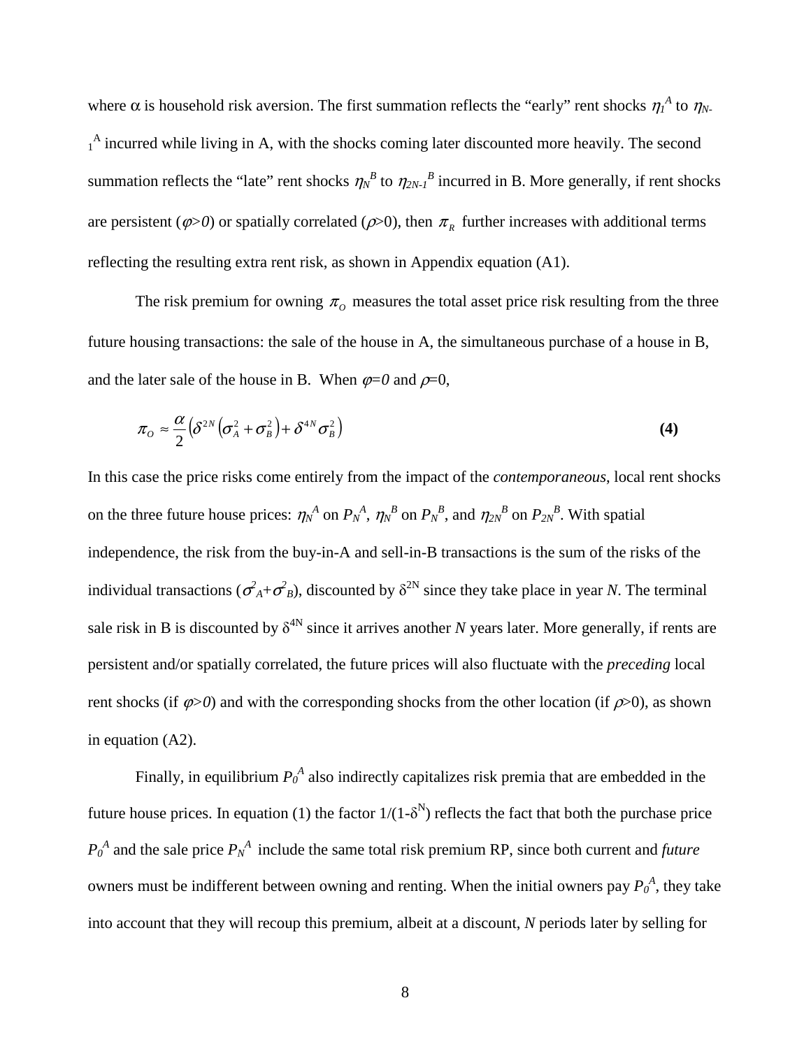where $\alpha$ is household risk aversion. The first summation reflects the "early" rent shocks $\eta_1^A$ to $\eta_{N-1}^A$ incurred while living in A, with the shocks coming later discounted more heavily. The second summation reflects the "late" rent shocks $\eta_N^B$ to $\eta_{2N-1}^B$ incurred in B. More generally, if rent shocks are persistent ($\varphi>0$) or spatially correlated ($\rho>0$), then $\pi_R$ further increases with additional terms reflecting the resulting extra rent risk, as shown in Appendix equation (A1).

The risk premium for owning $\pi_O$ measures the total asset price risk resulting from the three future housing transactions: the sale of the house in A, the simultaneous purchase of a house in B, and the later sale of the house in B. When $\varphi=0$ and $\rho=0$,

$$\pi_O \approx \frac{\alpha}{2}\left(\delta^{2N}\left(\sigma_A^2+\sigma_B^2\right)+\delta^{4N}\sigma_B^2\right) \tag{4}$$

In this case the price risks come entirely from the impact of the *contemporaneous*, local rent shocks on the three future house prices: $\eta_N^A$ on $P_N^A$, $\eta_N^B$ on $P_N^B$, and $\eta_{2N}^B$ on $P_{2N}^B$. With spatial independence, the risk from the buy-in-A and sell-in-B transactions is the sum of the risks of the individual transactions ($\sigma_A^2+\sigma_B^2$), discounted by $\delta^{2N}$ since they take place in year $N$. The terminal sale risk in B is discounted by $\delta^{4N}$ since it arrives another $N$ years later. More generally, if rents are persistent and/or spatially correlated, the future prices will also fluctuate with the *preceding* local rent shocks (if $\varphi>0$) and with the corresponding shocks from the other location (if $\rho>0$), as shown in equation (A2).

Finally, in equilibrium $P_0^A$ also indirectly capitalizes risk premia that are embedded in the future house prices. In equation (1) the factor $1/(1-\delta^N)$ reflects the fact that both the purchase price $P_0^A$ and the sale price $P_N^A$ include the same total risk premium RP, since both current and *future* owners must be indifferent between owning and renting. When the initial owners pay $P_0^A$, they take into account that they will recoup this premium, albeit at a discount, $N$ periods later by selling for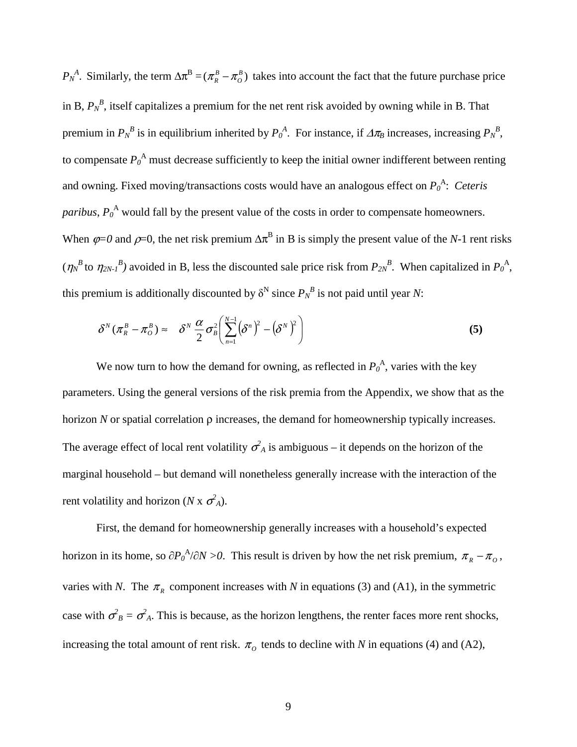$P_N^A$. Similarly, the term $\Delta\pi^B = (\pi_R^B - \pi_O^B)$ takes into account the fact that the future purchase price in B, $P_N^B$, itself capitalizes a premium for the net rent risk avoided by owning while in B. That premium in $P_N^B$ is in equilibrium inherited by $P_0^A$. For instance, if $\Delta\pi_B$ increases, increasing $P_N^B$, to compensate $P_0^A$ must decrease sufficiently to keep the initial owner indifferent between renting and owning. Fixed moving/transactions costs would have an analogous effect on $P_0^A$: *Ceteris paribus*, $P_0^A$ would fall by the present value of the costs in order to compensate homeowners. When $\varphi=0$ and $\rho=0$, the net risk premium $\Delta\pi^B$ in B is simply the present value of the $N$-1 rent risks ($\eta_N^B$ to $\eta_{2N-1}^B$) avoided in B, less the discounted sale price risk from $P_{2N}^B$. When capitalized in $P_0^A$, this premium is additionally discounted by $\delta^N$ since $P_N^B$ is not paid until year $N$:

$$\delta^N(\pi_R^B - \pi_O^B) \approx \quad \delta^N \frac{\alpha}{2}\sigma_B^2\left(\sum_{n=1}^{N-1}\left(\delta^n\right)^2 - \left(\delta^N\right)^2\right) \tag{5}$$

We now turn to how the demand for owning, as reflected in $P_0^A$, varies with the key parameters. Using the general versions of the risk premia from the Appendix, we show that as the horizon $N$ or spatial correlation ρ increases, the demand for homeownership typically increases. The average effect of local rent volatility $\sigma_A^2$ is ambiguous – it depends on the horizon of the marginal household – but demand will nonetheless generally increase with the interaction of the rent volatility and horizon ($N$ x $\sigma_A^2$).

First, the demand for homeownership generally increases with a household's expected horizon in its home, so $\partial P_0^A/\partial N > 0$. This result is driven by how the net risk premium, $\pi_R - \pi_O$, varies with $N$. The $\pi_R$ component increases with $N$ in equations (3) and (A1), in the symmetric case with $\sigma_B^2 = \sigma_A^2$. This is because, as the horizon lengthens, the renter faces more rent shocks, increasing the total amount of rent risk. $\pi_O$ tends to decline with $N$ in equations (4) and (A2),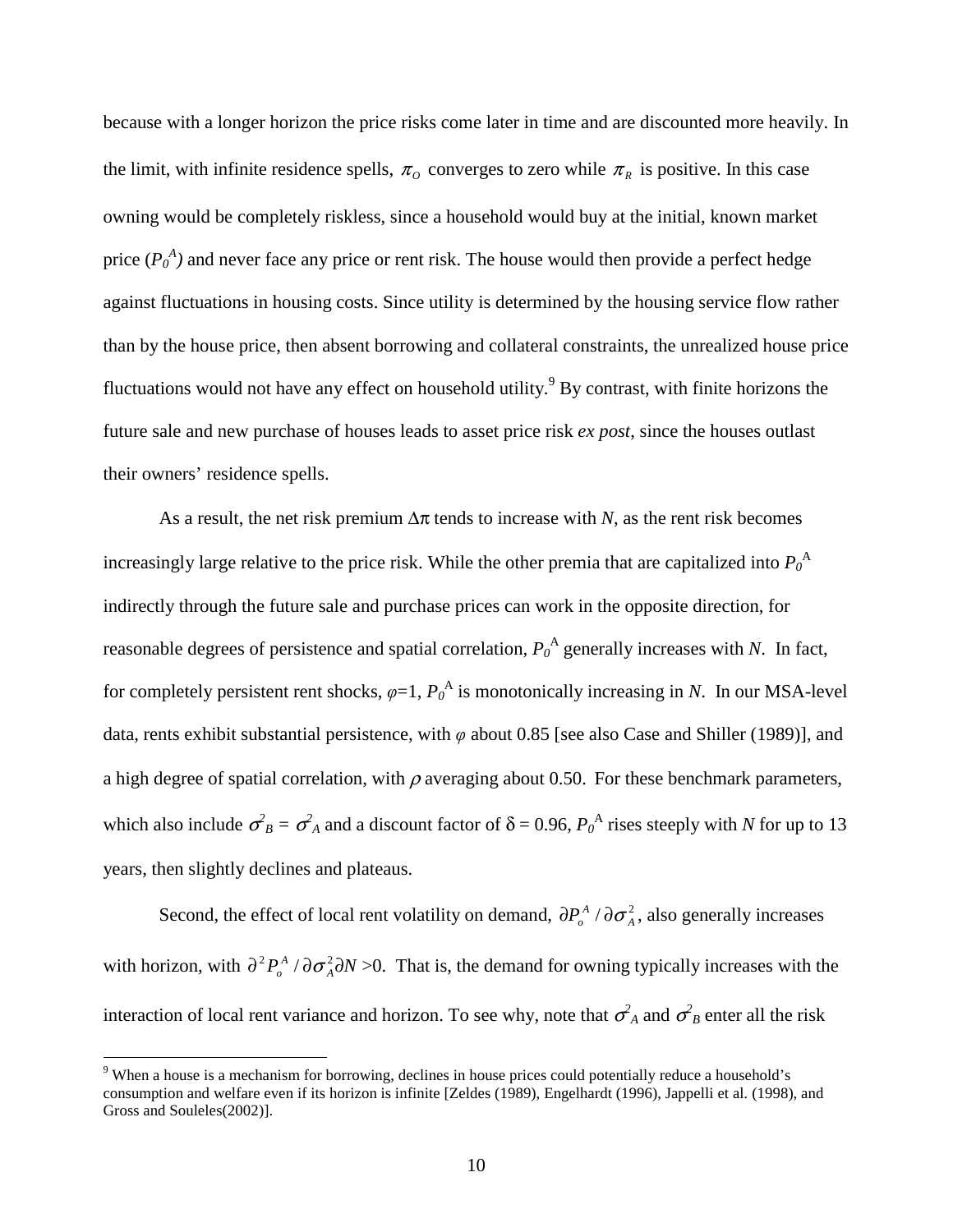because with a longer horizon the price risks come later in time and are discounted more heavily. In the limit, with infinite residence spells, $\pi_O$ converges to zero while $\pi_R$ is positive. In this case owning would be completely riskless, since a household would buy at the initial, known market price ($P_0^A$) and never face any price or rent risk. The house would then provide a perfect hedge against fluctuations in housing costs. Since utility is determined by the housing service flow rather than by the house price, then absent borrowing and collateral constraints, the unrealized house price fluctuations would not have any effect on household utility.[9] By contrast, with finite horizons the future sale and new purchase of houses leads to asset price risk *ex post*, since the houses outlast their owners' residence spells.

As a result, the net risk premium $\Delta\pi$ tends to increase with *N*, as the rent risk becomes increasingly large relative to the price risk. While the other premia that are capitalized into $P_0^A$ indirectly through the future sale and purchase prices can work in the opposite direction, for reasonable degrees of persistence and spatial correlation, $P_0^A$ generally increases with *N*. In fact, for completely persistent rent shocks, $\varphi=1$, $P_0^A$ is monotonically increasing in *N*. In our MSA-level data, rents exhibit substantial persistence, with $\varphi$ about 0.85 [see also Case and Shiller (1989)], and a high degree of spatial correlation, with $\rho$ averaging about 0.50. For these benchmark parameters, which also include $\sigma^2_B = \sigma^2_A$ and a discount factor of $\delta = 0.96$, $P_0^A$ rises steeply with *N* for up to 13 years, then slightly declines and plateaus.

Second, the effect of local rent volatility on demand, $\partial P_o^A / \partial \sigma_A^2$, also generally increases with horizon, with $\partial^2 P_o^A / \partial \sigma_A^2 \partial N > 0$. That is, the demand for owning typically increases with the interaction of local rent variance and horizon. To see why, note that $\sigma^2_A$ and $\sigma^2_B$ enter all the risk

[9] When a house is a mechanism for borrowing, declines in house prices could potentially reduce a household's consumption and welfare even if its horizon is infinite [Zeldes (1989), Engelhardt (1996), Jappelli et al. (1998), and Gross and Souleles(2002)].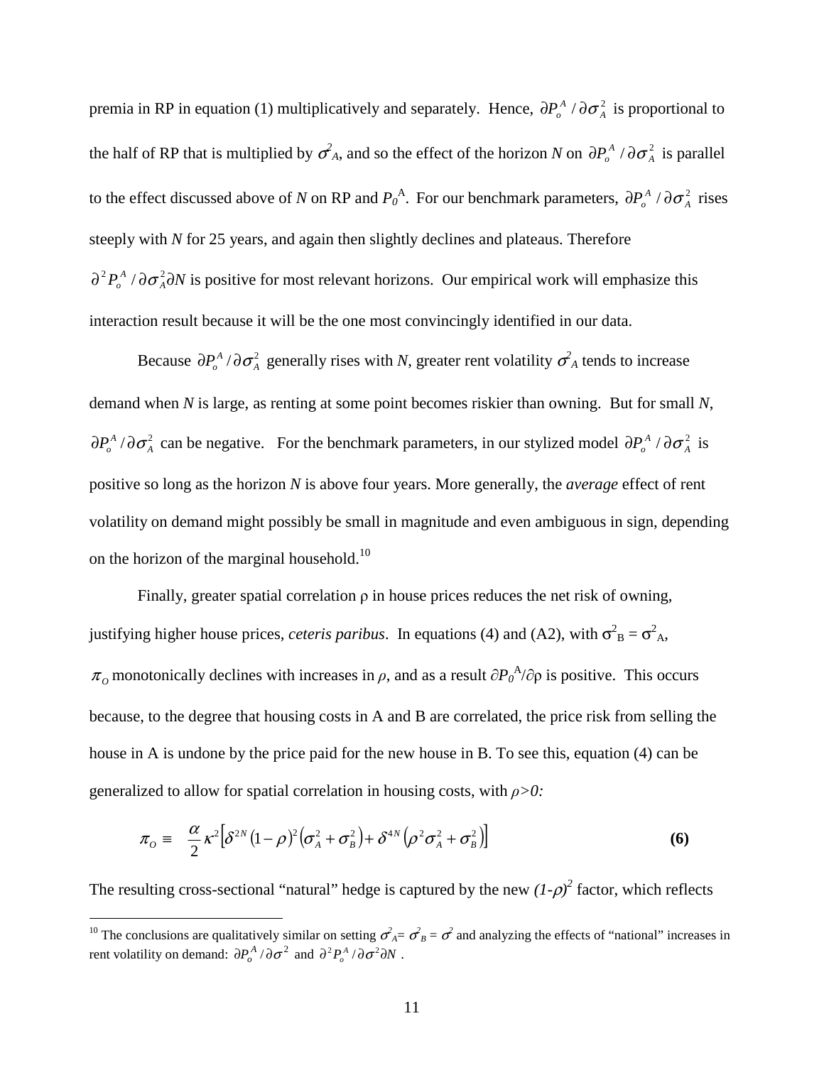premia in RP in equation (1) multiplicatively and separately. Hence, $\partial P_o^A / \partial \sigma_A^2$ is proportional to the half of RP that is multiplied by $\sigma_A^2$, and so the effect of the horizon *N* on $\partial P_o^A / \partial \sigma_A^2$ is parallel to the effect discussed above of *N* on RP and $P_0^A$. For our benchmark parameters, $\partial P_o^A / \partial \sigma_A^2$ rises steeply with *N* for 25 years, and again then slightly declines and plateaus. Therefore $\partial^2 P_o^A / \partial \sigma_A^2 \partial N$ is positive for most relevant horizons. Our empirical work will emphasize this interaction result because it will be the one most convincingly identified in our data.

Because $\partial P_o^A / \partial \sigma_A^2$ generally rises with *N*, greater rent volatility $\sigma_A^2$ tends to increase demand when *N* is large, as renting at some point becomes riskier than owning. But for small *N*, $\partial P_o^A / \partial \sigma_A^2$ can be negative. For the benchmark parameters, in our stylized model $\partial P_o^A / \partial \sigma_A^2$ is positive so long as the horizon *N* is above four years. More generally, the *average* effect of rent volatility on demand might possibly be small in magnitude and even ambiguous in sign, depending on the horizon of the marginal household.[10]

Finally, greater spatial correlation $\rho$ in house prices reduces the net risk of owning, justifying higher house prices, *ceteris paribus*. In equations (4) and (A2), with $\sigma_B^2 = \sigma_A^2$, $\pi_O$ monotonically declines with increases in $\rho$, and as a result $\partial P_0^A / \partial \rho$ is positive. This occurs because, to the degree that housing costs in A and B are correlated, the price risk from selling the house in A is undone by the price paid for the new house in B. To see this, equation (4) can be generalized to allow for spatial correlation in housing costs, with $\rho > 0$:

$$\pi_O \equiv \frac{\alpha}{2} \kappa^2 \left[ \delta^{2N} (1-\rho)^2 \left( \sigma_A^2 + \sigma_B^2 \right) + \delta^{4N} \left( \rho^2 \sigma_A^2 + \sigma_B^2 \right) \right] \qquad \textbf{(6)}$$

The resulting cross-sectional "natural" hedge is captured by the new $(1-\rho)^2$ factor, which reflects

[10] The conclusions are qualitatively similar on setting $\sigma_A^2 = \sigma_B^2 = \sigma^2$ and analyzing the effects of "national" increases in rent volatility on demand: $\partial P_o^A / \partial \sigma^2$ and $\partial^2 P_o^A / \partial \sigma^2 \partial N$.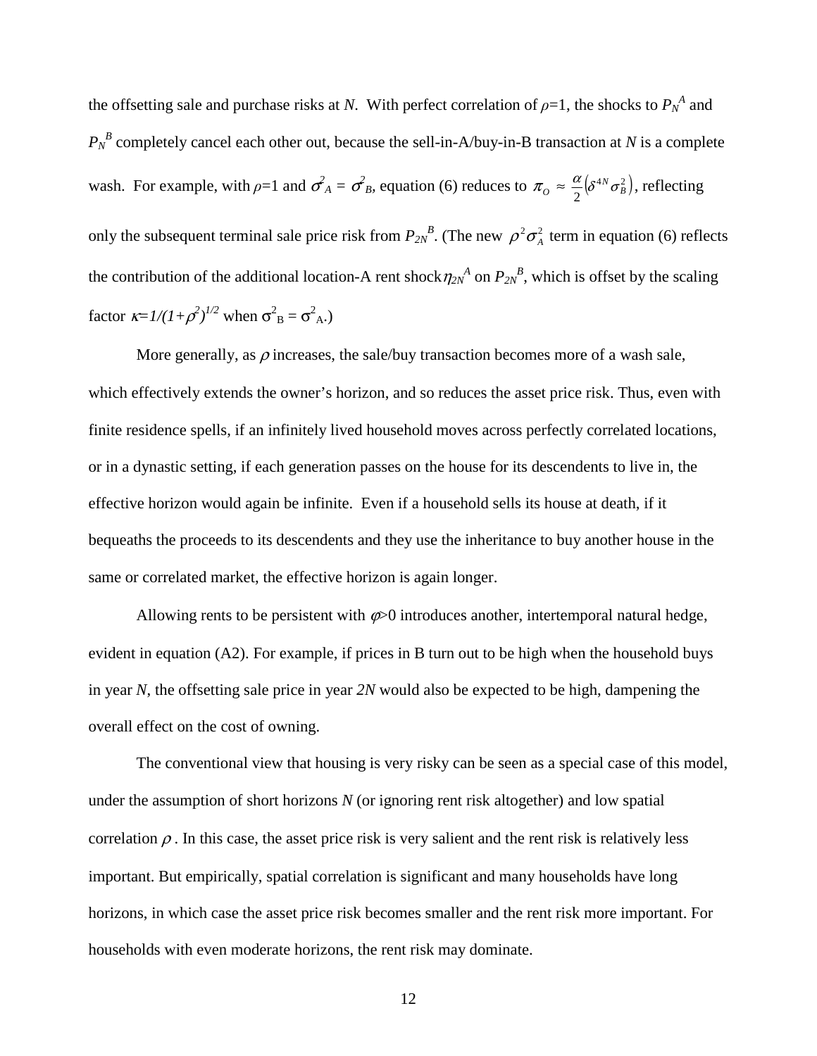the offsetting sale and purchase risks at $N$. With perfect correlation of $\rho$=1, the shocks to $P_N^A$ and $P_N^B$ completely cancel each other out, because the sell-in-A/buy-in-B transaction at $N$ is a complete wash. For example, with $\rho$=1 and $\sigma^2_A = \sigma^2_B$, equation (6) reduces to $\pi_O \approx \frac{\alpha}{2}\left(\delta^{4N}\sigma_B^2\right)$, reflecting only the subsequent terminal sale price risk from $P_{2N}^B$. (The new $\rho^2\sigma_A^2$ term in equation (6) reflects the contribution of the additional location-A rent shock $\eta_{2N}^A$ on $P_{2N}^B$, which is offset by the scaling factor $\kappa=1/(1+\rho^2)^{1/2}$ when $\sigma^2_B = \sigma^2_A$.)

More generally, as $\rho$ increases, the sale/buy transaction becomes more of a wash sale, which effectively extends the owner's horizon, and so reduces the asset price risk. Thus, even with finite residence spells, if an infinitely lived household moves across perfectly correlated locations, or in a dynastic setting, if each generation passes on the house for its descendents to live in, the effective horizon would again be infinite. Even if a household sells its house at death, if it bequeaths the proceeds to its descendents and they use the inheritance to buy another house in the same or correlated market, the effective horizon is again longer.

Allowing rents to be persistent with $\varphi$>0 introduces another, intertemporal natural hedge, evident in equation (A2). For example, if prices in B turn out to be high when the household buys in year $N$, the offsetting sale price in year $2N$ would also be expected to be high, dampening the overall effect on the cost of owning.

The conventional view that housing is very risky can be seen as a special case of this model, under the assumption of short horizons $N$ (or ignoring rent risk altogether) and low spatial correlation $\rho$. In this case, the asset price risk is very salient and the rent risk is relatively less important. But empirically, spatial correlation is significant and many households have long horizons, in which case the asset price risk becomes smaller and the rent risk more important. For households with even moderate horizons, the rent risk may dominate.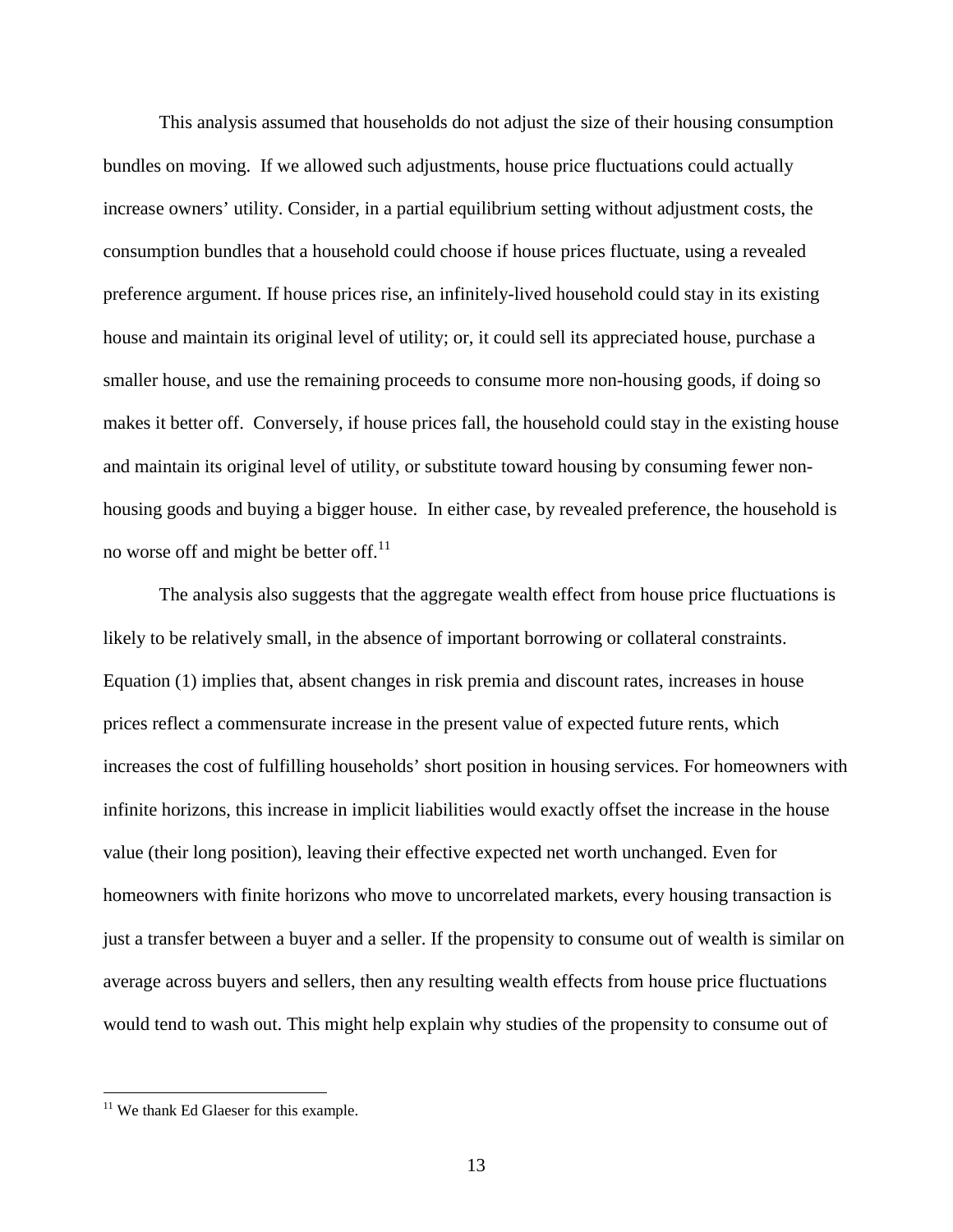This analysis assumed that households do not adjust the size of their housing consumption bundles on moving. If we allowed such adjustments, house price fluctuations could actually increase owners' utility. Consider, in a partial equilibrium setting without adjustment costs, the consumption bundles that a household could choose if house prices fluctuate, using a revealed preference argument. If house prices rise, an infinitely-lived household could stay in its existing house and maintain its original level of utility; or, it could sell its appreciated house, purchase a smaller house, and use the remaining proceeds to consume more non-housing goods, if doing so makes it better off. Conversely, if house prices fall, the household could stay in the existing house and maintain its original level of utility, or substitute toward housing by consuming fewer non-housing goods and buying a bigger house. In either case, by revealed preference, the household is no worse off and might be better off.[11]

The analysis also suggests that the aggregate wealth effect from house price fluctuations is likely to be relatively small, in the absence of important borrowing or collateral constraints. Equation (1) implies that, absent changes in risk premia and discount rates, increases in house prices reflect a commensurate increase in the present value of expected future rents, which increases the cost of fulfilling households' short position in housing services. For homeowners with infinite horizons, this increase in implicit liabilities would exactly offset the increase in the house value (their long position), leaving their effective expected net worth unchanged. Even for homeowners with finite horizons who move to uncorrelated markets, every housing transaction is just a transfer between a buyer and a seller. If the propensity to consume out of wealth is similar on average across buyers and sellers, then any resulting wealth effects from house price fluctuations would tend to wash out. This might help explain why studies of the propensity to consume out of

[11] We thank Ed Glaeser for this example.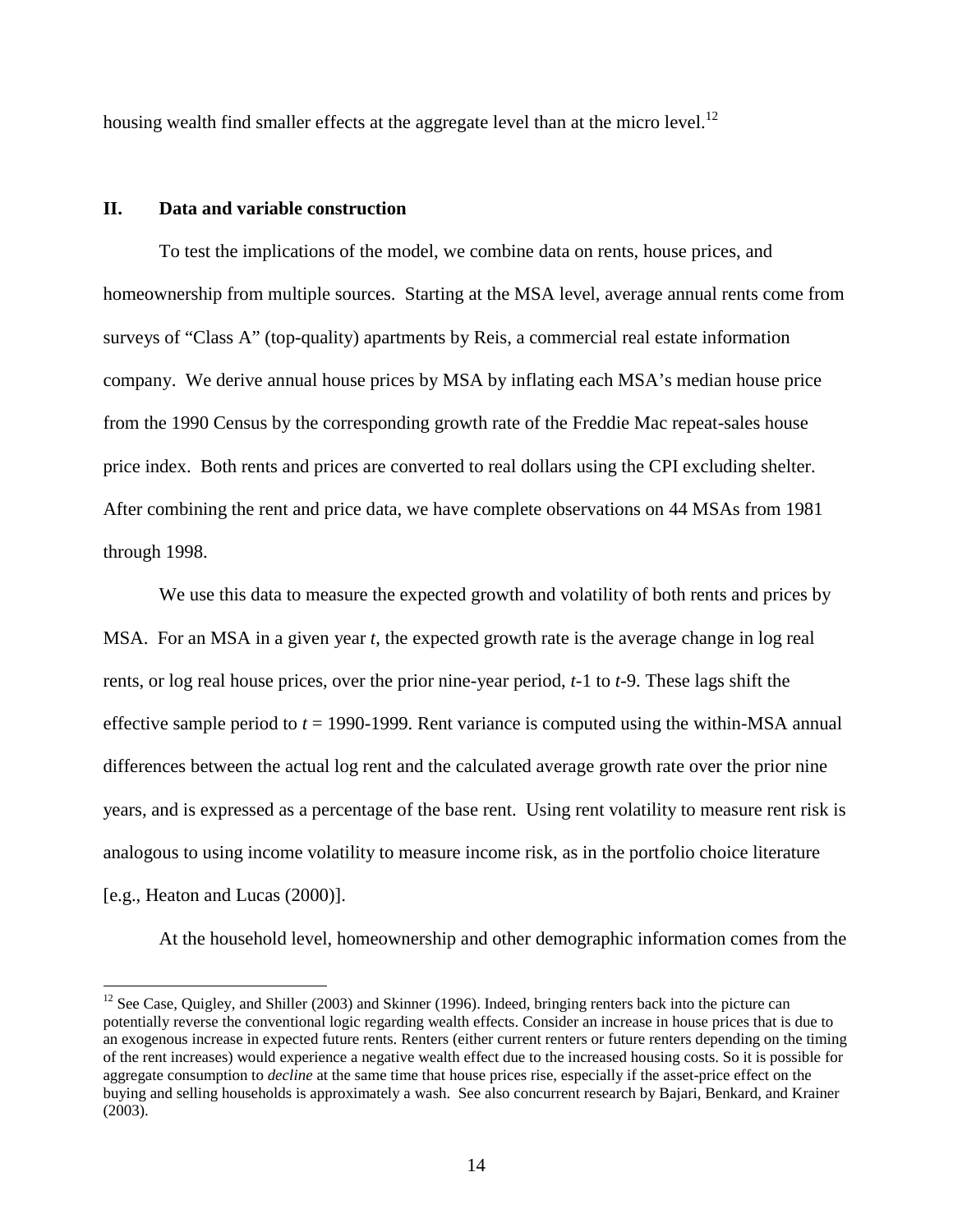housing wealth find smaller effects at the aggregate level than at the micro level.[12]

## II. Data and variable construction

To test the implications of the model, we combine data on rents, house prices, and homeownership from multiple sources. Starting at the MSA level, average annual rents come from surveys of "Class A" (top-quality) apartments by Reis, a commercial real estate information company. We derive annual house prices by MSA by inflating each MSA's median house price from the 1990 Census by the corresponding growth rate of the Freddie Mac repeat-sales house price index. Both rents and prices are converted to real dollars using the CPI excluding shelter. After combining the rent and price data, we have complete observations on 44 MSAs from 1981 through 1998.

We use this data to measure the expected growth and volatility of both rents and prices by MSA. For an MSA in a given year $t$, the expected growth rate is the average change in log real rents, or log real house prices, over the prior nine-year period, $t$-1 to $t$-9. These lags shift the effective sample period to $t$ = 1990-1999. Rent variance is computed using the within-MSA annual differences between the actual log rent and the calculated average growth rate over the prior nine years, and is expressed as a percentage of the base rent. Using rent volatility to measure rent risk is analogous to using income volatility to measure income risk, as in the portfolio choice literature [e.g., Heaton and Lucas (2000)].

At the household level, homeownership and other demographic information comes from the

---

[12] See Case, Quigley, and Shiller (2003) and Skinner (1996). Indeed, bringing renters back into the picture can potentially reverse the conventional logic regarding wealth effects. Consider an increase in house prices that is due to an exogenous increase in expected future rents. Renters (either current renters or future renters depending on the timing of the rent increases) would experience a negative wealth effect due to the increased housing costs. So it is possible for aggregate consumption to *decline* at the same time that house prices rise, especially if the asset-price effect on the buying and selling households is approximately a wash. See also concurrent research by Bajari, Benkard, and Krainer (2003).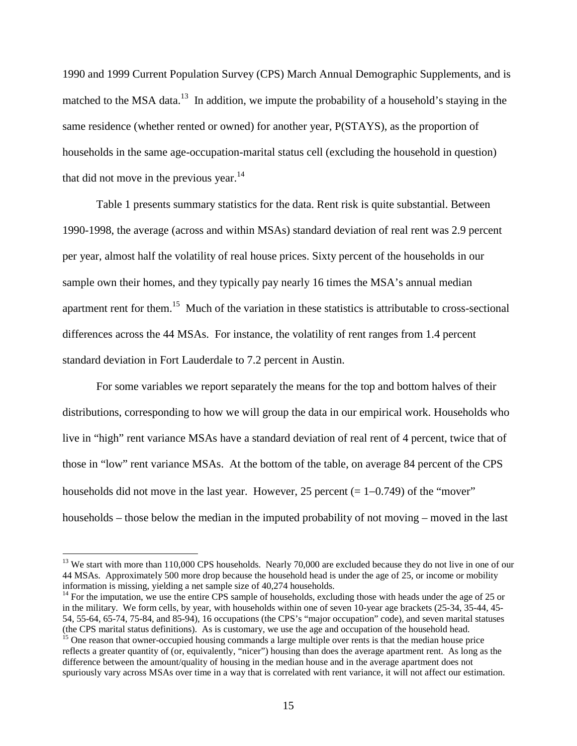1990 and 1999 Current Population Survey (CPS) March Annual Demographic Supplements, and is matched to the MSA data.[13] In addition, we impute the probability of a household's staying in the same residence (whether rented or owned) for another year, P(STAYS), as the proportion of households in the same age-occupation-marital status cell (excluding the household in question) that did not move in the previous year.[14]

Table 1 presents summary statistics for the data. Rent risk is quite substantial. Between 1990-1998, the average (across and within MSAs) standard deviation of real rent was 2.9 percent per year, almost half the volatility of real house prices. Sixty percent of the households in our sample own their homes, and they typically pay nearly 16 times the MSA's annual median apartment rent for them.[15] Much of the variation in these statistics is attributable to cross-sectional differences across the 44 MSAs. For instance, the volatility of rent ranges from 1.4 percent standard deviation in Fort Lauderdale to 7.2 percent in Austin.

For some variables we report separately the means for the top and bottom halves of their distributions, corresponding to how we will group the data in our empirical work. Households who live in "high" rent variance MSAs have a standard deviation of real rent of 4 percent, twice that of those in "low" rent variance MSAs. At the bottom of the table, on average 84 percent of the CPS households did not move in the last year. However, 25 percent (= 1−0.749) of the "mover" households – those below the median in the imputed probability of not moving – moved in the last

---

[13] We start with more than 110,000 CPS households. Nearly 70,000 are excluded because they do not live in one of our 44 MSAs. Approximately 500 more drop because the household head is under the age of 25, or income or mobility information is missing, yielding a net sample size of 40,274 households.

[14] For the imputation, we use the entire CPS sample of households, excluding those with heads under the age of 25 or in the military. We form cells, by year, with households within one of seven 10-year age brackets (25-34, 35-44, 45-54, 55-64, 65-74, 75-84, and 85-94), 16 occupations (the CPS's "major occupation" code), and seven marital statuses (the CPS marital status definitions). As is customary, we use the age and occupation of the household head.

[15] One reason that owner-occupied housing commands a large multiple over rents is that the median house price reflects a greater quantity of (or, equivalently, "nicer") housing than does the average apartment rent. As long as the difference between the amount/quality of housing in the median house and in the average apartment does not spuriously vary across MSAs over time in a way that is correlated with rent variance, it will not affect our estimation.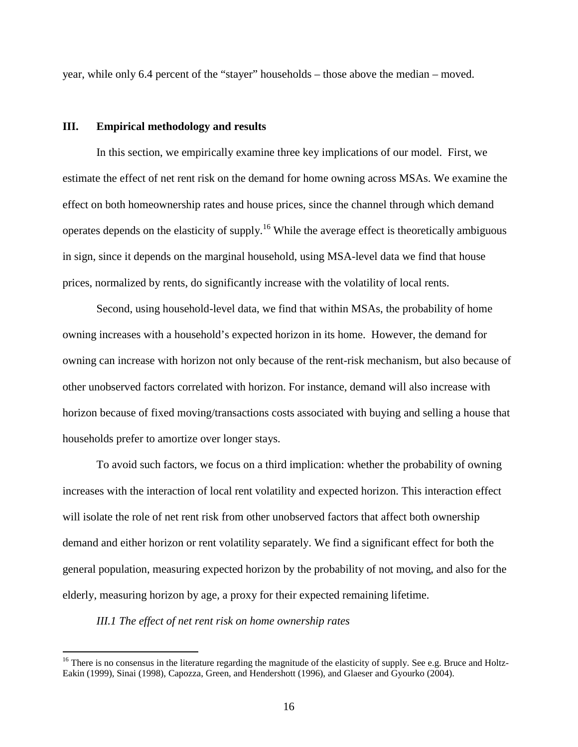year, while only 6.4 percent of the "stayer" households – those above the median – moved.

## III. Empirical methodology and results

In this section, we empirically examine three key implications of our model. First, we estimate the effect of net rent risk on the demand for home owning across MSAs. We examine the effect on both homeownership rates and house prices, since the channel through which demand operates depends on the elasticity of supply.[16] While the average effect is theoretically ambiguous in sign, since it depends on the marginal household, using MSA-level data we find that house prices, normalized by rents, do significantly increase with the volatility of local rents.

Second, using household-level data, we find that within MSAs, the probability of home owning increases with a household's expected horizon in its home. However, the demand for owning can increase with horizon not only because of the rent-risk mechanism, but also because of other unobserved factors correlated with horizon. For instance, demand will also increase with horizon because of fixed moving/transactions costs associated with buying and selling a house that households prefer to amortize over longer stays.

To avoid such factors, we focus on a third implication: whether the probability of owning increases with the interaction of local rent volatility and expected horizon. This interaction effect will isolate the role of net rent risk from other unobserved factors that affect both ownership demand and either horizon or rent volatility separately. We find a significant effect for both the general population, measuring expected horizon by the probability of not moving, and also for the elderly, measuring horizon by age, a proxy for their expected remaining lifetime.

*III.1 The effect of net rent risk on home ownership rates*

[16] There is no consensus in the literature regarding the magnitude of the elasticity of supply. See e.g. Bruce and Holtz-Eakin (1999), Sinai (1998), Capozza, Green, and Hendershott (1996), and Glaeser and Gyourko (2004).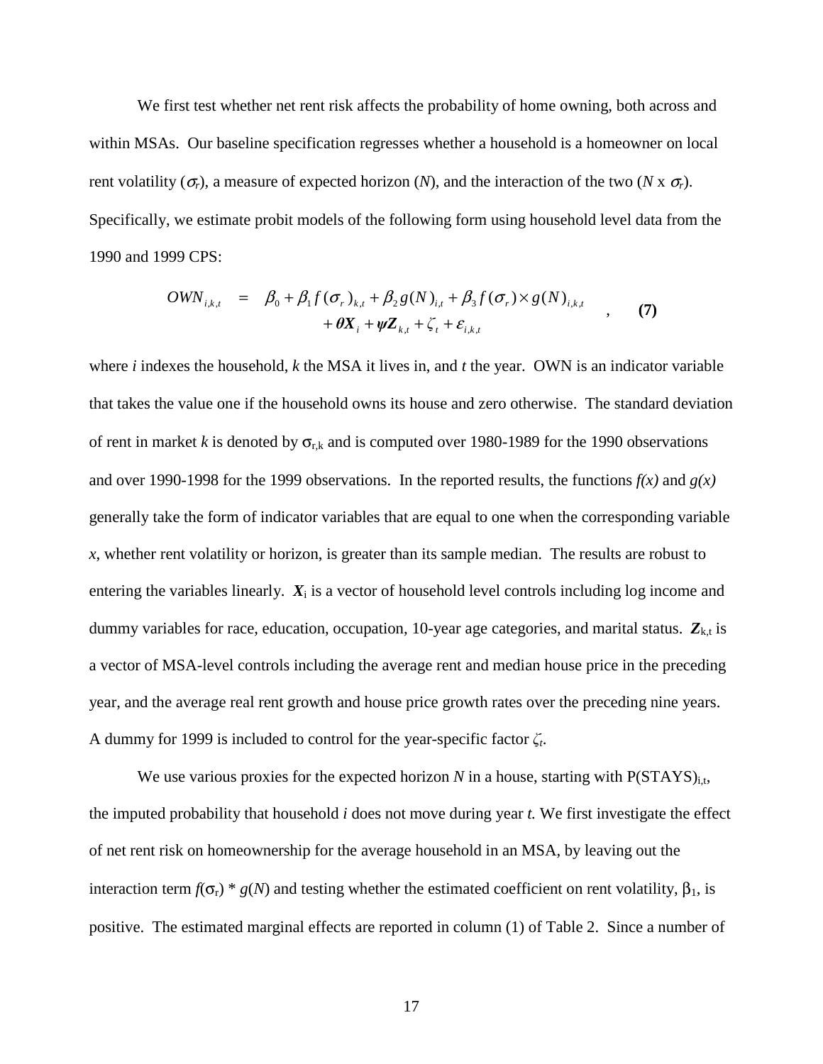We first test whether net rent risk affects the probability of home owning, both across and within MSAs. Our baseline specification regresses whether a household is a homeowner on local rent volatility ($\sigma_r$), a measure of expected horizon ($N$), and the interaction of the two ($N \times \sigma_r$). Specifically, we estimate probit models of the following form using household level data from the 1990 and 1999 CPS:

$$
\begin{aligned}
OWN_{i,k,t} \quad = \quad & \beta_0 + \beta_1 f(\sigma_r)_{k,t} + \beta_2 g(N)_{i,t} + \beta_3 f(\sigma_r) \times g(N)_{i,k,t} \\
& + \boldsymbol{\theta} \boldsymbol{X}_i + \boldsymbol{\psi} \boldsymbol{Z}_{k,t} + \zeta_t + \varepsilon_{i,k,t}
\end{aligned} \quad , \qquad \textbf{(7)}
$$

where $i$ indexes the household, $k$ the MSA it lives in, and $t$ the year. OWN is an indicator variable that takes the value one if the household owns its house and zero otherwise. The standard deviation of rent in market $k$ is denoted by $\sigma_{r,k}$ and is computed over 1980-1989 for the 1990 observations and over 1990-1998 for the 1999 observations. In the reported results, the functions $f(x)$ and $g(x)$ generally take the form of indicator variables that are equal to one when the corresponding variable $x$, whether rent volatility or horizon, is greater than its sample median. The results are robust to entering the variables linearly. $\boldsymbol{X}_i$ is a vector of household level controls including log income and dummy variables for race, education, occupation, 10-year age categories, and marital status. $\boldsymbol{Z}_{k,t}$ is a vector of MSA-level controls including the average rent and median house price in the preceding year, and the average real rent growth and house price growth rates over the preceding nine years. A dummy for 1999 is included to control for the year-specific factor $\zeta_t$.

We use various proxies for the expected horizon $N$ in a house, starting with $P(STAYS)_{i,t}$, the imputed probability that household $i$ does not move during year $t$. We first investigate the effect of net rent risk on homeownership for the average household in an MSA, by leaving out the interaction term $f(\sigma_r) * g(N)$ and testing whether the estimated coefficient on rent volatility, $\beta_1$, is positive. The estimated marginal effects are reported in column (1) of Table 2. Since a number of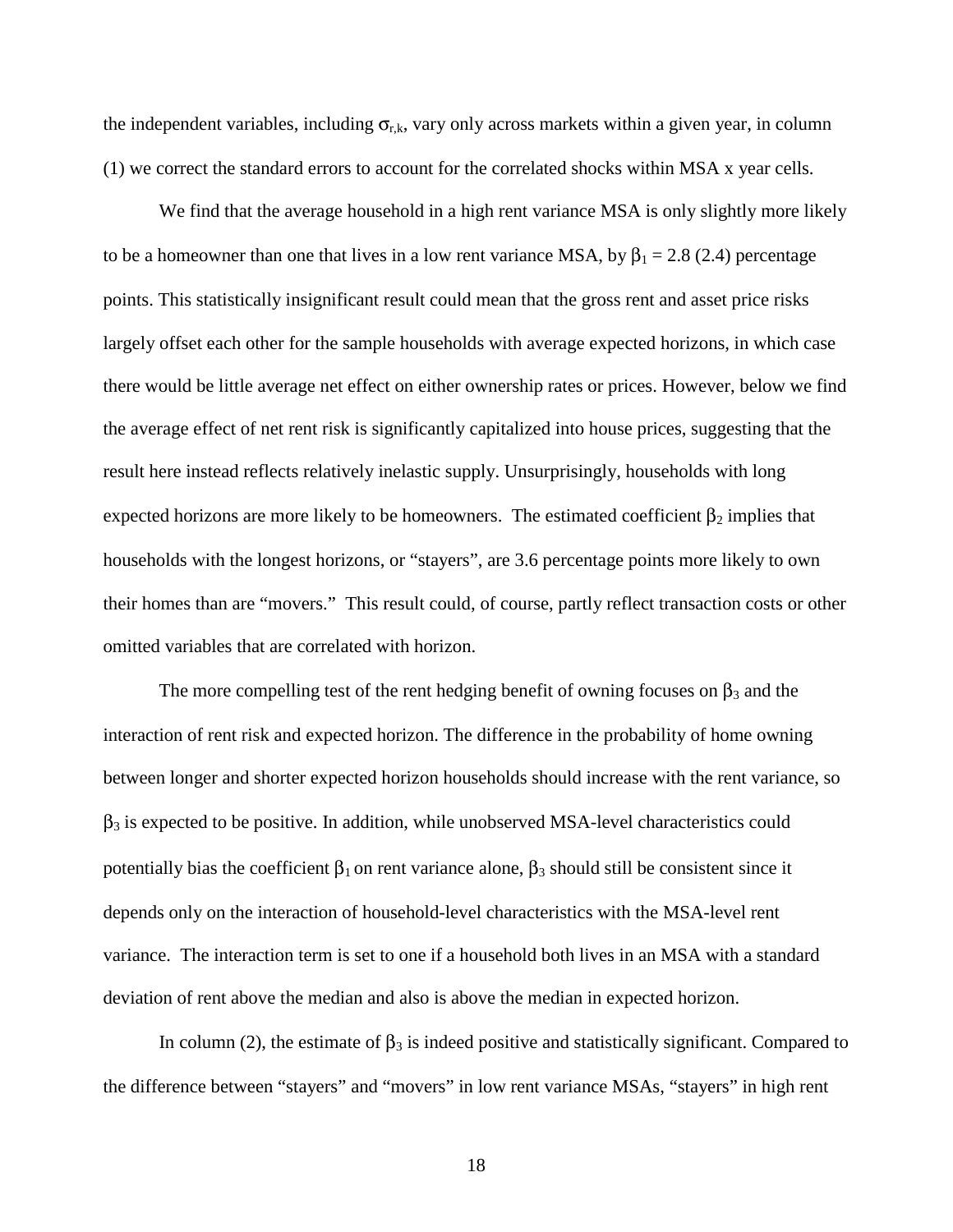the independent variables, including $\sigma_{r,k}$, vary only across markets within a given year, in column (1) we correct the standard errors to account for the correlated shocks within MSA x year cells.

We find that the average household in a high rent variance MSA is only slightly more likely to be a homeowner than one that lives in a low rent variance MSA, by $\beta_1 = 2.8$ (2.4) percentage points. This statistically insignificant result could mean that the gross rent and asset price risks largely offset each other for the sample households with average expected horizons, in which case there would be little average net effect on either ownership rates or prices. However, below we find the average effect of net rent risk is significantly capitalized into house prices, suggesting that the result here instead reflects relatively inelastic supply. Unsurprisingly, households with long expected horizons are more likely to be homeowners. The estimated coefficient $\beta_2$ implies that households with the longest horizons, or "stayers", are 3.6 percentage points more likely to own their homes than are "movers." This result could, of course, partly reflect transaction costs or other omitted variables that are correlated with horizon.

The more compelling test of the rent hedging benefit of owning focuses on $\beta_3$ and the interaction of rent risk and expected horizon. The difference in the probability of home owning between longer and shorter expected horizon households should increase with the rent variance, so $\beta_3$ is expected to be positive. In addition, while unobserved MSA-level characteristics could potentially bias the coefficient $\beta_1$ on rent variance alone, $\beta_3$ should still be consistent since it depends only on the interaction of household-level characteristics with the MSA-level rent variance. The interaction term is set to one if a household both lives in an MSA with a standard deviation of rent above the median and also is above the median in expected horizon.

In column (2), the estimate of $\beta_3$ is indeed positive and statistically significant. Compared to the difference between "stayers" and "movers" in low rent variance MSAs, "stayers" in high rent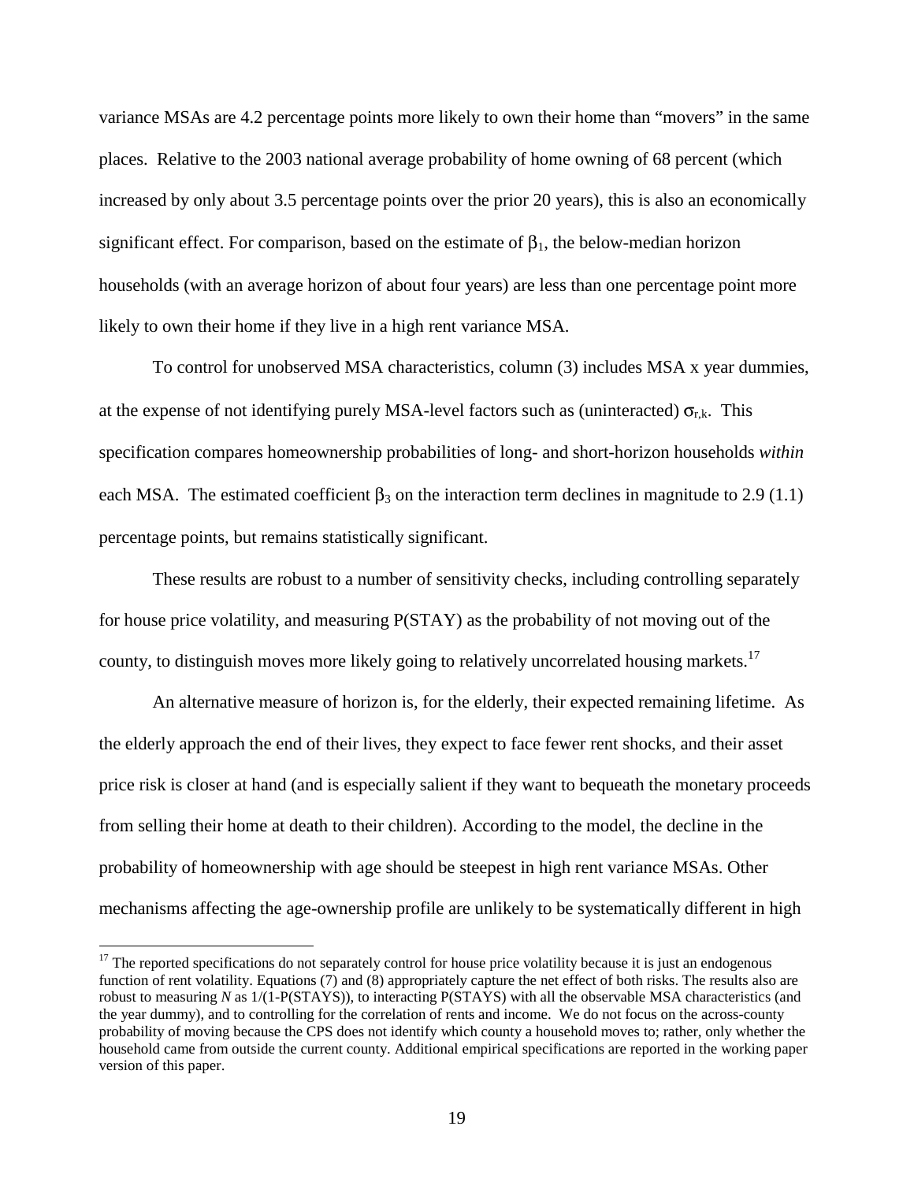variance MSAs are 4.2 percentage points more likely to own their home than "movers" in the same places. Relative to the 2003 national average probability of home owning of 68 percent (which increased by only about 3.5 percentage points over the prior 20 years), this is also an economically significant effect. For comparison, based on the estimate of $\beta_1$, the below-median horizon households (with an average horizon of about four years) are less than one percentage point more likely to own their home if they live in a high rent variance MSA.

To control for unobserved MSA characteristics, column (3) includes MSA x year dummies, at the expense of not identifying purely MSA-level factors such as (uninteracted) $\sigma_{r,k}$. This specification compares homeownership probabilities of long- and short-horizon households *within* each MSA. The estimated coefficient $\beta_3$ on the interaction term declines in magnitude to 2.9 (1.1) percentage points, but remains statistically significant.

These results are robust to a number of sensitivity checks, including controlling separately for house price volatility, and measuring P(STAY) as the probability of not moving out of the county, to distinguish moves more likely going to relatively uncorrelated housing markets.[17]

An alternative measure of horizon is, for the elderly, their expected remaining lifetime. As the elderly approach the end of their lives, they expect to face fewer rent shocks, and their asset price risk is closer at hand (and is especially salient if they want to bequeath the monetary proceeds from selling their home at death to their children). According to the model, the decline in the probability of homeownership with age should be steepest in high rent variance MSAs. Other mechanisms affecting the age-ownership profile are unlikely to be systematically different in high

[17] The reported specifications do not separately control for house price volatility because it is just an endogenous function of rent volatility. Equations (7) and (8) appropriately capture the net effect of both risks. The results also are robust to measuring *N* as 1/(1-P(STAYS)), to interacting P(STAYS) with all the observable MSA characteristics (and the year dummy), and to controlling for the correlation of rents and income. We do not focus on the across-county probability of moving because the CPS does not identify which county a household moves to; rather, only whether the household came from outside the current county. Additional empirical specifications are reported in the working paper version of this paper.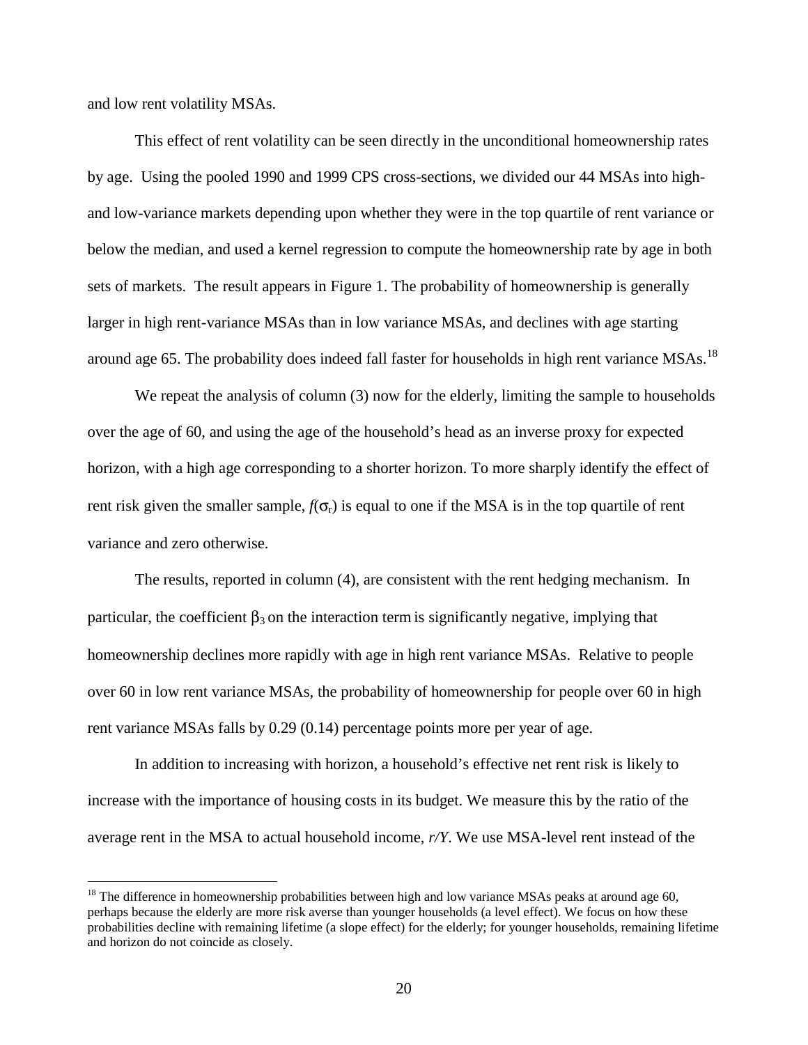and low rent volatility MSAs.

This effect of rent volatility can be seen directly in the unconditional homeownership rates by age. Using the pooled 1990 and 1999 CPS cross-sections, we divided our 44 MSAs into high- and low-variance markets depending upon whether they were in the top quartile of rent variance or below the median, and used a kernel regression to compute the homeownership rate by age in both sets of markets. The result appears in Figure 1. The probability of homeownership is generally larger in high rent-variance MSAs than in low variance MSAs, and declines with age starting around age 65. The probability does indeed fall faster for households in high rent variance MSAs.[18]

We repeat the analysis of column (3) now for the elderly, limiting the sample to households over the age of 60, and using the age of the household's head as an inverse proxy for expected horizon, with a high age corresponding to a shorter horizon. To more sharply identify the effect of rent risk given the smaller sample, $f(\sigma_r)$ is equal to one if the MSA is in the top quartile of rent variance and zero otherwise.

The results, reported in column (4), are consistent with the rent hedging mechanism. In particular, the coefficient $\beta_3$ on the interaction term is significantly negative, implying that homeownership declines more rapidly with age in high rent variance MSAs. Relative to people over 60 in low rent variance MSAs, the probability of homeownership for people over 60 in high rent variance MSAs falls by 0.29 (0.14) percentage points more per year of age.

In addition to increasing with horizon, a household's effective net rent risk is likely to increase with the importance of housing costs in its budget. We measure this by the ratio of the average rent in the MSA to actual household income, *r/Y*. We use MSA-level rent instead of the

[18] The difference in homeownership probabilities between high and low variance MSAs peaks at around age 60, perhaps because the elderly are more risk averse than younger households (a level effect). We focus on how these probabilities decline with remaining lifetime (a slope effect) for the elderly; for younger households, remaining lifetime and horizon do not coincide as closely.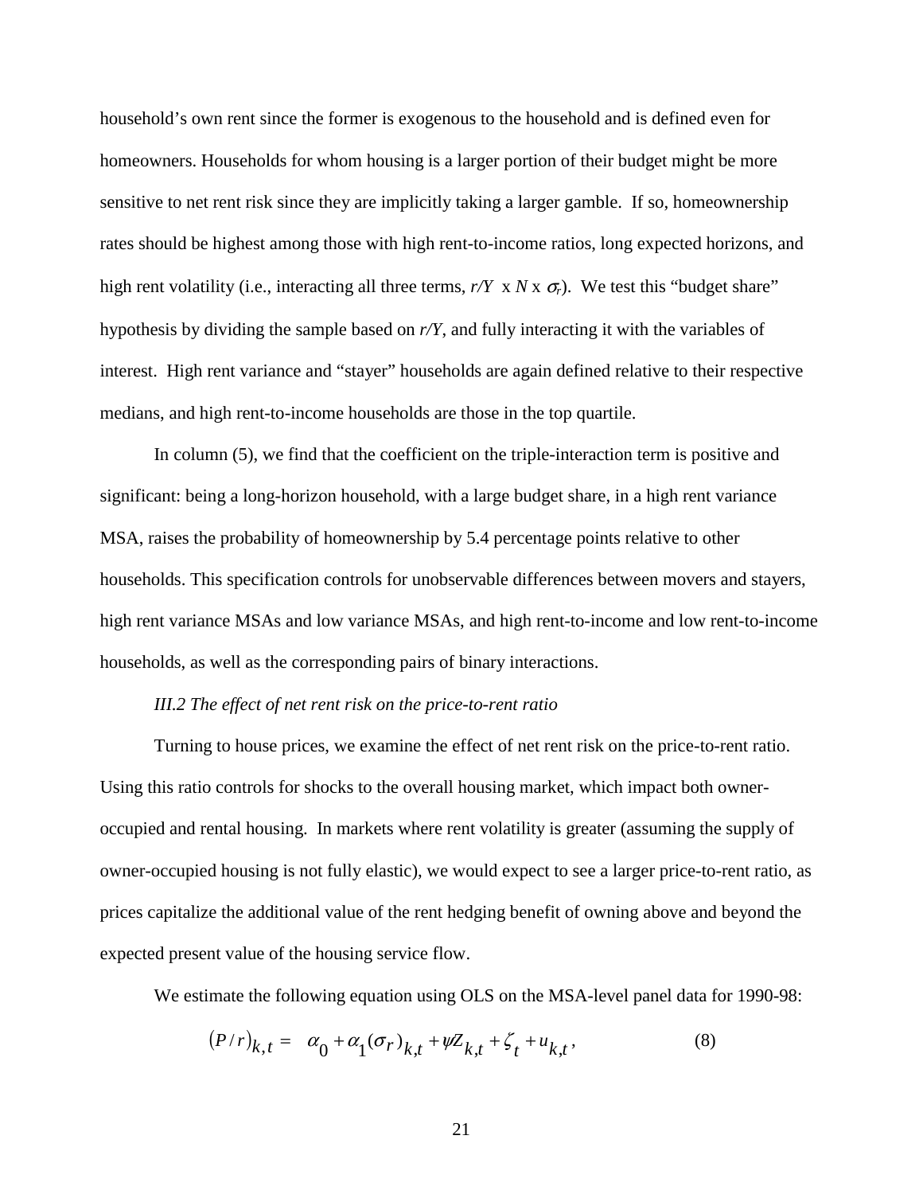household's own rent since the former is exogenous to the household and is defined even for homeowners. Households for whom housing is a larger portion of their budget might be more sensitive to net rent risk since they are implicitly taking a larger gamble. If so, homeownership rates should be highest among those with high rent-to-income ratios, long expected horizons, and high rent volatility (i.e., interacting all three terms, $r/Y$ x $N$ x $\sigma_r$). We test this "budget share" hypothesis by dividing the sample based on $r/Y$, and fully interacting it with the variables of interest. High rent variance and "stayer" households are again defined relative to their respective medians, and high rent-to-income households are those in the top quartile.

In column (5), we find that the coefficient on the triple-interaction term is positive and significant: being a long-horizon household, with a large budget share, in a high rent variance MSA, raises the probability of homeownership by 5.4 percentage points relative to other households. This specification controls for unobservable differences between movers and stayers, high rent variance MSAs and low variance MSAs, and high rent-to-income and low rent-to-income households, as well as the corresponding pairs of binary interactions.

*III.2 The effect of net rent risk on the price-to-rent ratio*

Turning to house prices, we examine the effect of net rent risk on the price-to-rent ratio. Using this ratio controls for shocks to the overall housing market, which impact both owner-occupied and rental housing. In markets where rent volatility is greater (assuming the supply of owner-occupied housing is not fully elastic), we would expect to see a larger price-to-rent ratio, as prices capitalize the additional value of the rent hedging benefit of owning above and beyond the expected present value of the housing service flow.

We estimate the following equation using OLS on the MSA-level panel data for 1990-98:

$$(P/r)_{k,t} = \alpha_0 + \alpha_1(\sigma_r)_{k,t} + \psi Z_{k,t} + \zeta_t + u_{k,t}, \qquad (8)$$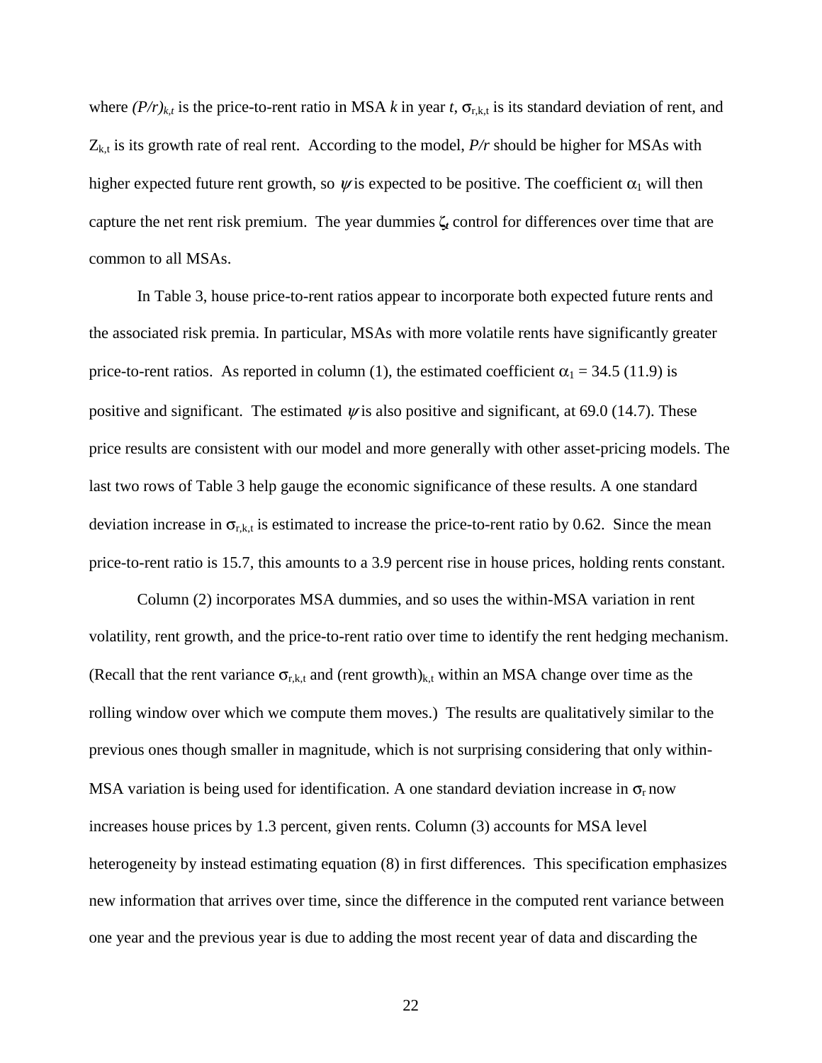where $(P/r)_{k,t}$ is the price-to-rent ratio in MSA $k$ in year $t$, $\sigma_{r,k,t}$ is its standard deviation of rent, and $Z_{k,t}$ is its growth rate of real rent. According to the model, $P/r$ should be higher for MSAs with higher expected future rent growth, so $\psi$ is expected to be positive. The coefficient $\alpha_1$ will then capture the net rent risk premium. The year dummies $\zeta_t$ control for differences over time that are common to all MSAs.

In Table 3, house price-to-rent ratios appear to incorporate both expected future rents and the associated risk premia. In particular, MSAs with more volatile rents have significantly greater price-to-rent ratios. As reported in column (1), the estimated coefficient $\alpha_1 = 34.5$ (11.9) is positive and significant. The estimated $\psi$ is also positive and significant, at 69.0 (14.7). These price results are consistent with our model and more generally with other asset-pricing models. The last two rows of Table 3 help gauge the economic significance of these results. A one standard deviation increase in $\sigma_{r,k,t}$ is estimated to increase the price-to-rent ratio by 0.62. Since the mean price-to-rent ratio is 15.7, this amounts to a 3.9 percent rise in house prices, holding rents constant.

Column (2) incorporates MSA dummies, and so uses the within-MSA variation in rent volatility, rent growth, and the price-to-rent ratio over time to identify the rent hedging mechanism. (Recall that the rent variance $\sigma_{r,k,t}$ and $(\text{rent growth})_{k,t}$ within an MSA change over time as the rolling window over which we compute them moves.) The results are qualitatively similar to the previous ones though smaller in magnitude, which is not surprising considering that only within-MSA variation is being used for identification. A one standard deviation increase in $\sigma_r$ now increases house prices by 1.3 percent, given rents. Column (3) accounts for MSA level heterogeneity by instead estimating equation (8) in first differences. This specification emphasizes new information that arrives over time, since the difference in the computed rent variance between one year and the previous year is due to adding the most recent year of data and discarding the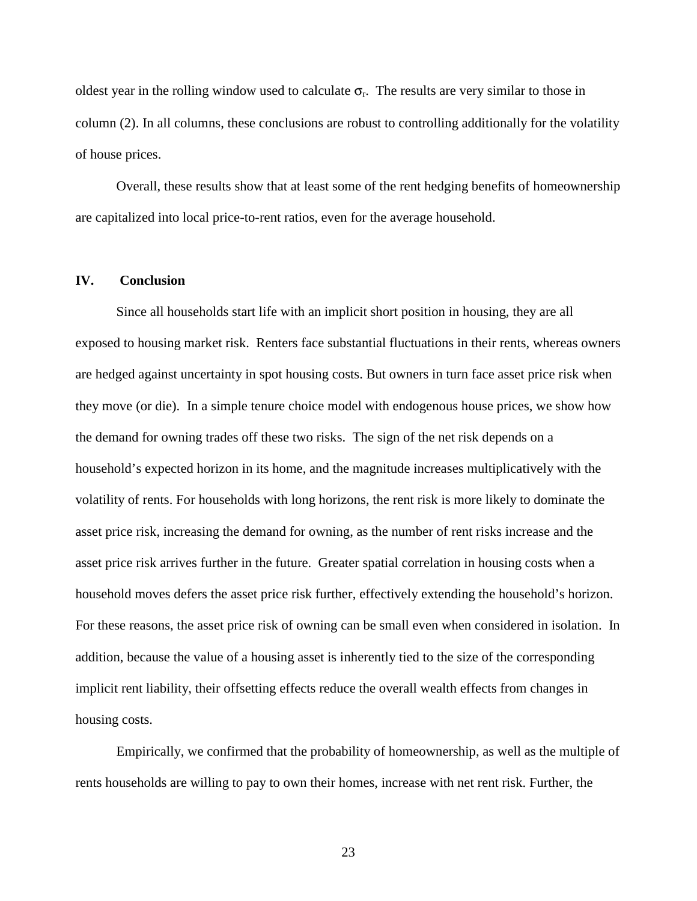oldest year in the rolling window used to calculate $\sigma_r$. The results are very similar to those in column (2). In all columns, these conclusions are robust to controlling additionally for the volatility of house prices.

Overall, these results show that at least some of the rent hedging benefits of homeownership are capitalized into local price-to-rent ratios, even for the average household.

## IV. Conclusion

Since all households start life with an implicit short position in housing, they are all exposed to housing market risk. Renters face substantial fluctuations in their rents, whereas owners are hedged against uncertainty in spot housing costs. But owners in turn face asset price risk when they move (or die). In a simple tenure choice model with endogenous house prices, we show how the demand for owning trades off these two risks. The sign of the net risk depends on a household's expected horizon in its home, and the magnitude increases multiplicatively with the volatility of rents. For households with long horizons, the rent risk is more likely to dominate the asset price risk, increasing the demand for owning, as the number of rent risks increase and the asset price risk arrives further in the future. Greater spatial correlation in housing costs when a household moves defers the asset price risk further, effectively extending the household's horizon. For these reasons, the asset price risk of owning can be small even when considered in isolation. In addition, because the value of a housing asset is inherently tied to the size of the corresponding implicit rent liability, their offsetting effects reduce the overall wealth effects from changes in housing costs.

Empirically, we confirmed that the probability of homeownership, as well as the multiple of rents households are willing to pay to own their homes, increase with net rent risk. Further, the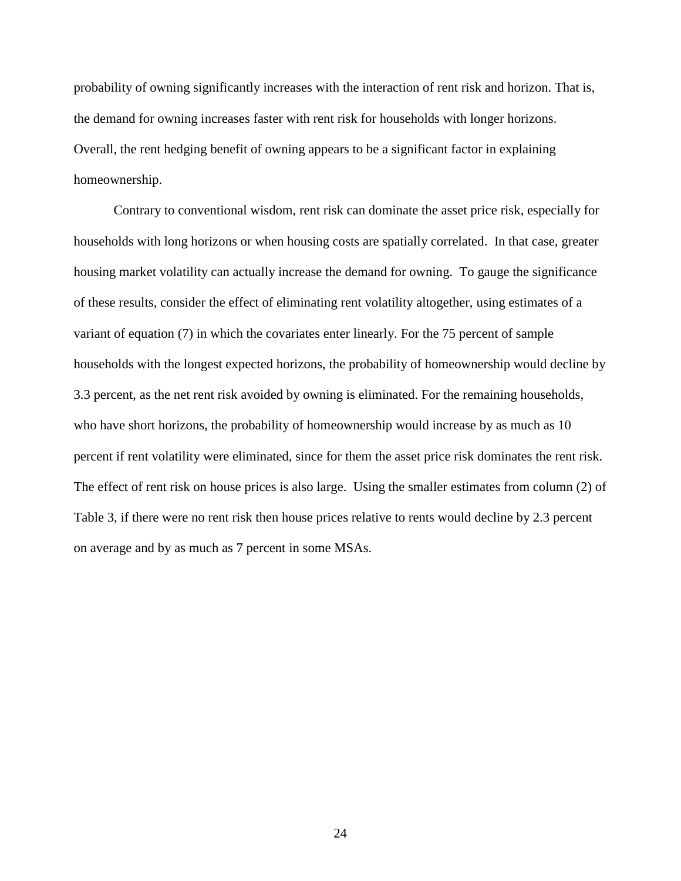probability of owning significantly increases with the interaction of rent risk and horizon. That is, the demand for owning increases faster with rent risk for households with longer horizons. Overall, the rent hedging benefit of owning appears to be a significant factor in explaining homeownership.

Contrary to conventional wisdom, rent risk can dominate the asset price risk, especially for households with long horizons or when housing costs are spatially correlated. In that case, greater housing market volatility can actually increase the demand for owning. To gauge the significance of these results, consider the effect of eliminating rent volatility altogether, using estimates of a variant of equation (7) in which the covariates enter linearly. For the 75 percent of sample households with the longest expected horizons, the probability of homeownership would decline by 3.3 percent, as the net rent risk avoided by owning is eliminated. For the remaining households, who have short horizons, the probability of homeownership would increase by as much as 10 percent if rent volatility were eliminated, since for them the asset price risk dominates the rent risk. The effect of rent risk on house prices is also large. Using the smaller estimates from column (2) of Table 3, if there were no rent risk then house prices relative to rents would decline by 2.3 percent on average and by as much as 7 percent in some MSAs.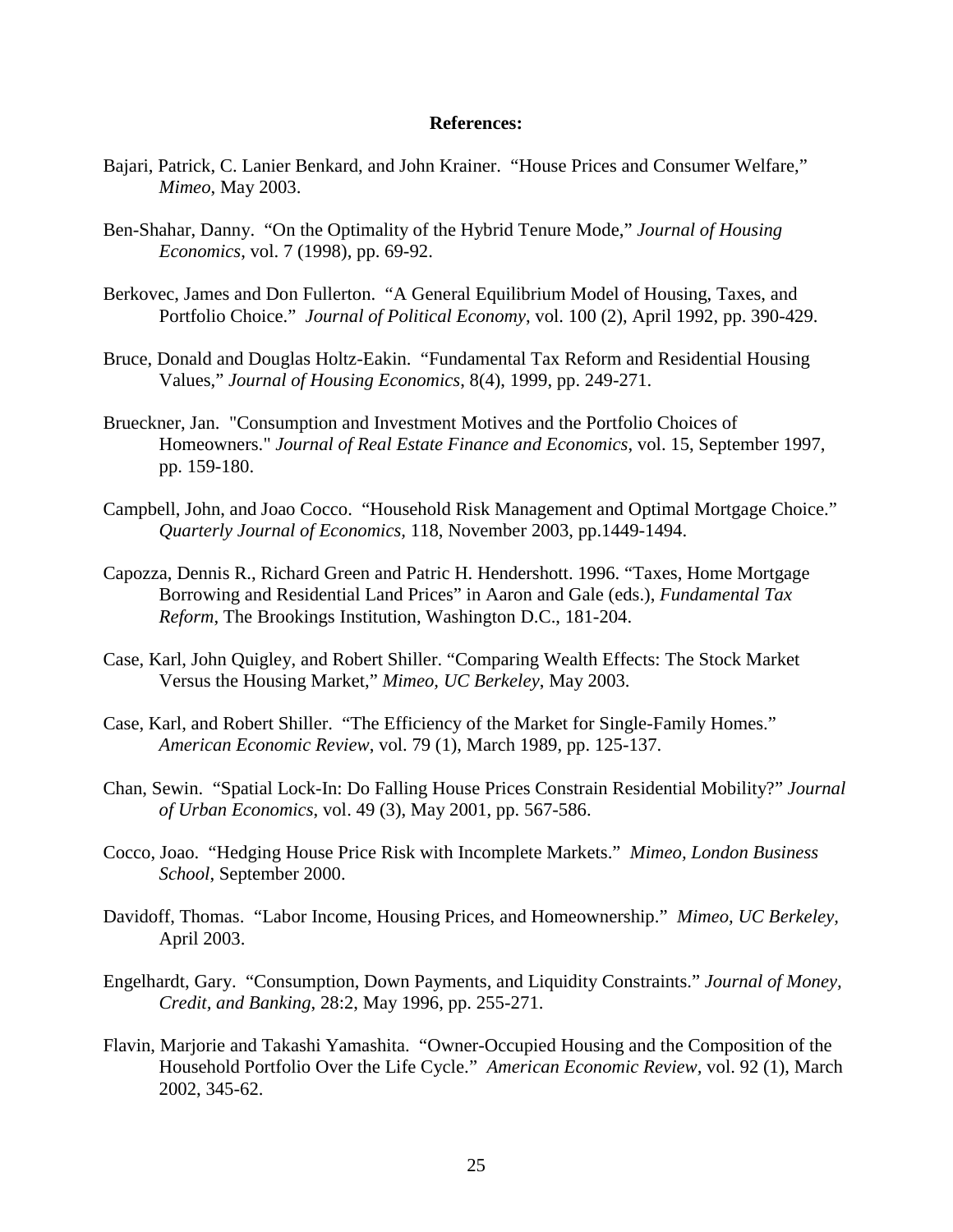**References:**

Bajari, Patrick, C. Lanier Benkard, and John Krainer. "House Prices and Consumer Welfare," *Mimeo*, May 2003.

Ben-Shahar, Danny. "On the Optimality of the Hybrid Tenure Mode," *Journal of Housing Economics*, vol. 7 (1998), pp. 69-92.

Berkovec, James and Don Fullerton. "A General Equilibrium Model of Housing, Taxes, and Portfolio Choice." *Journal of Political Economy*, vol. 100 (2), April 1992, pp. 390-429.

Bruce, Donald and Douglas Holtz-Eakin. "Fundamental Tax Reform and Residential Housing Values," *Journal of Housing Economics*, 8(4), 1999, pp. 249-271.

Brueckner, Jan. "Consumption and Investment Motives and the Portfolio Choices of Homeowners." *Journal of Real Estate Finance and Economics*, vol. 15, September 1997, pp. 159-180.

Campbell, John, and Joao Cocco. "Household Risk Management and Optimal Mortgage Choice." *Quarterly Journal of Economics*, 118, November 2003, pp.1449-1494.

Capozza, Dennis R., Richard Green and Patric H. Hendershott. 1996. "Taxes, Home Mortgage Borrowing and Residential Land Prices" in Aaron and Gale (eds.), *Fundamental Tax Reform*, The Brookings Institution, Washington D.C., 181-204.

Case, Karl, John Quigley, and Robert Shiller. "Comparing Wealth Effects: The Stock Market Versus the Housing Market," *Mimeo, UC Berkeley*, May 2003.

Case, Karl, and Robert Shiller. "The Efficiency of the Market for Single-Family Homes." *American Economic Review*, vol. 79 (1), March 1989, pp. 125-137.

Chan, Sewin. "Spatial Lock-In: Do Falling House Prices Constrain Residential Mobility?" *Journal of Urban Economics*, vol. 49 (3), May 2001, pp. 567-586.

Cocco, Joao. "Hedging House Price Risk with Incomplete Markets." *Mimeo, London Business School*, September 2000.

Davidoff, Thomas. "Labor Income, Housing Prices, and Homeownership." *Mimeo, UC Berkeley*, April 2003.

Engelhardt, Gary. "Consumption, Down Payments, and Liquidity Constraints." *Journal of Money, Credit, and Banking*, 28:2, May 1996, pp. 255-271.

Flavin, Marjorie and Takashi Yamashita. "Owner-Occupied Housing and the Composition of the Household Portfolio Over the Life Cycle." *American Economic Review*, vol. 92 (1), March 2002, 345-62.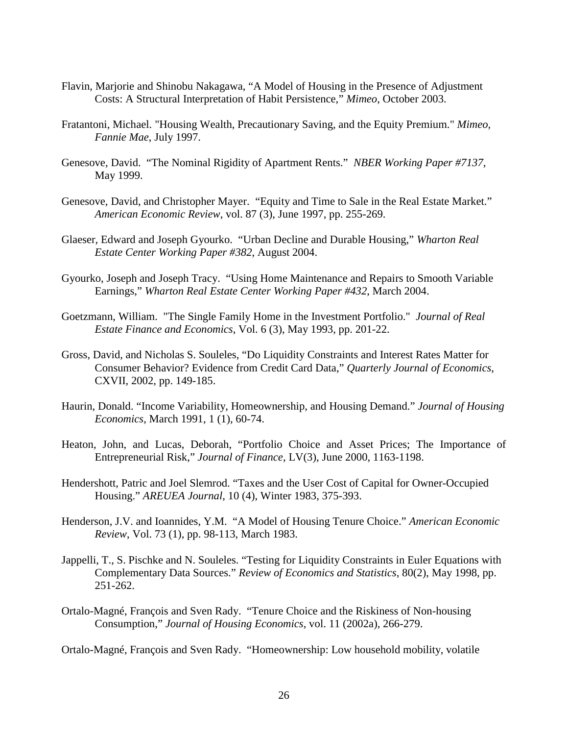Flavin, Marjorie and Shinobu Nakagawa, “A Model of Housing in the Presence of Adjustment Costs: A Structural Interpretation of Habit Persistence,” *Mimeo*, October 2003.

Fratantoni, Michael. "Housing Wealth, Precautionary Saving, and the Equity Premium." *Mimeo, Fannie Mae*, July 1997.

Genesove, David. “The Nominal Rigidity of Apartment Rents.” *NBER Working Paper #7137*, May 1999.

Genesove, David, and Christopher Mayer. “Equity and Time to Sale in the Real Estate Market.” *American Economic Review*, vol. 87 (3), June 1997, pp. 255-269.

Glaeser, Edward and Joseph Gyourko. “Urban Decline and Durable Housing,” *Wharton Real Estate Center Working Paper #382*, August 2004.

Gyourko, Joseph and Joseph Tracy. “Using Home Maintenance and Repairs to Smooth Variable Earnings,” *Wharton Real Estate Center Working Paper #432*, March 2004.

Goetzmann, William. "The Single Family Home in the Investment Portfolio." *Journal of Real Estate Finance and Economics*, Vol. 6 (3), May 1993, pp. 201-22.

Gross, David, and Nicholas S. Souleles, “Do Liquidity Constraints and Interest Rates Matter for Consumer Behavior? Evidence from Credit Card Data,” *Quarterly Journal of Economics*, CXVII, 2002, pp. 149-185.

Haurin, Donald. “Income Variability, Homeownership, and Housing Demand.” *Journal of Housing Economics*, March 1991, 1 (1), 60-74.

Heaton, John, and Lucas, Deborah, “Portfolio Choice and Asset Prices; The Importance of Entrepreneurial Risk,” *Journal of Finance*, LV(3), June 2000, 1163-1198.

Hendershott, Patric and Joel Slemrod. “Taxes and the User Cost of Capital for Owner-Occupied Housing.” *AREUEA Journal*, 10 (4), Winter 1983, 375-393.

Henderson, J.V. and Ioannides, Y.M. “A Model of Housing Tenure Choice.” *American Economic Review*, Vol. 73 (1), pp. 98-113, March 1983.

Jappelli, T., S. Pischke and N. Souleles. “Testing for Liquidity Constraints in Euler Equations with Complementary Data Sources.” *Review of Economics and Statistics*, 80(2), May 1998, pp. 251-262.

Ortalo-Magné, François and Sven Rady. “Tenure Choice and the Riskiness of Non-housing Consumption,” *Journal of Housing Economics*, vol. 11 (2002a), 266-279.

Ortalo-Magné, François and Sven Rady. “Homeownership: Low household mobility, volatile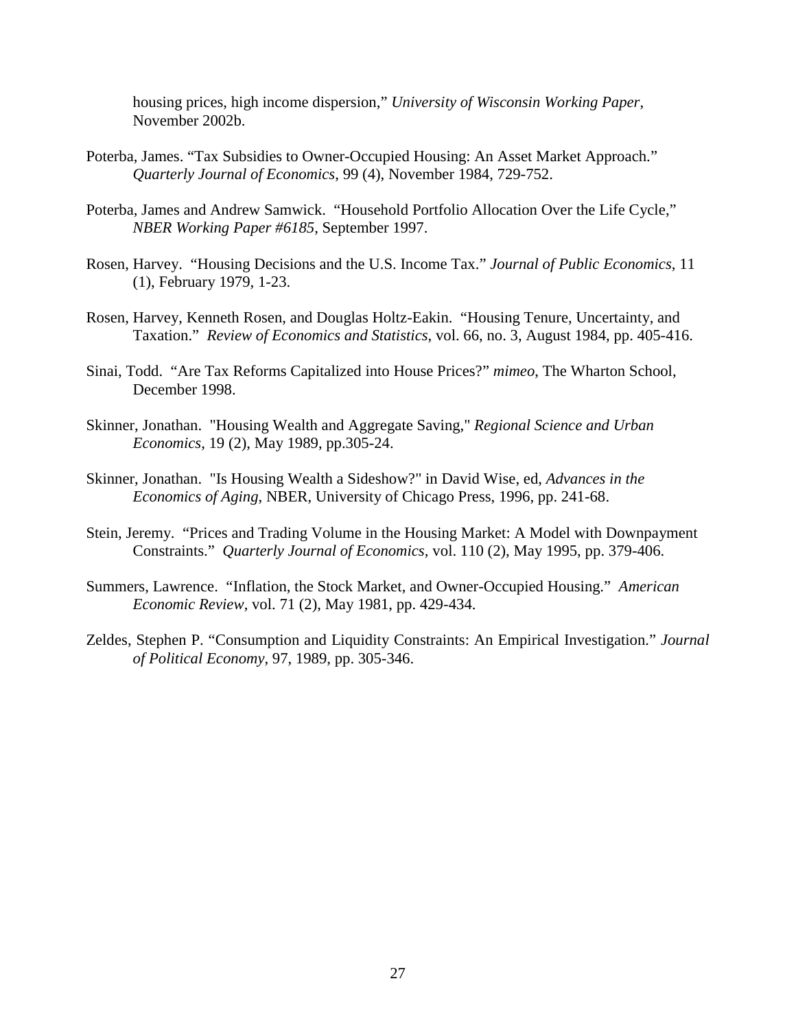housing prices, high income dispersion," *University of Wisconsin Working Paper*, November 2002b.

Poterba, James. "Tax Subsidies to Owner-Occupied Housing: An Asset Market Approach." *Quarterly Journal of Economics*, 99 (4), November 1984, 729-752.

Poterba, James and Andrew Samwick. "Household Portfolio Allocation Over the Life Cycle," *NBER Working Paper #6185*, September 1997.

Rosen, Harvey. "Housing Decisions and the U.S. Income Tax." *Journal of Public Economics*, 11 (1), February 1979, 1-23.

Rosen, Harvey, Kenneth Rosen, and Douglas Holtz-Eakin. "Housing Tenure, Uncertainty, and Taxation." *Review of Economics and Statistics*, vol. 66, no. 3, August 1984, pp. 405-416.

Sinai, Todd. "Are Tax Reforms Capitalized into House Prices?" *mimeo*, The Wharton School, December 1998.

Skinner, Jonathan. "Housing Wealth and Aggregate Saving," *Regional Science and Urban Economics*, 19 (2), May 1989, pp.305-24.

Skinner, Jonathan. "Is Housing Wealth a Sideshow?" in David Wise, ed, *Advances in the Economics of Aging*, NBER, University of Chicago Press, 1996, pp. 241-68.

Stein, Jeremy. "Prices and Trading Volume in the Housing Market: A Model with Downpayment Constraints." *Quarterly Journal of Economics*, vol. 110 (2), May 1995, pp. 379-406.

Summers, Lawrence. "Inflation, the Stock Market, and Owner-Occupied Housing." *American Economic Review*, vol. 71 (2), May 1981, pp. 429-434.

Zeldes, Stephen P. "Consumption and Liquidity Constraints: An Empirical Investigation." *Journal of Political Economy*, 97, 1989, pp. 305-346.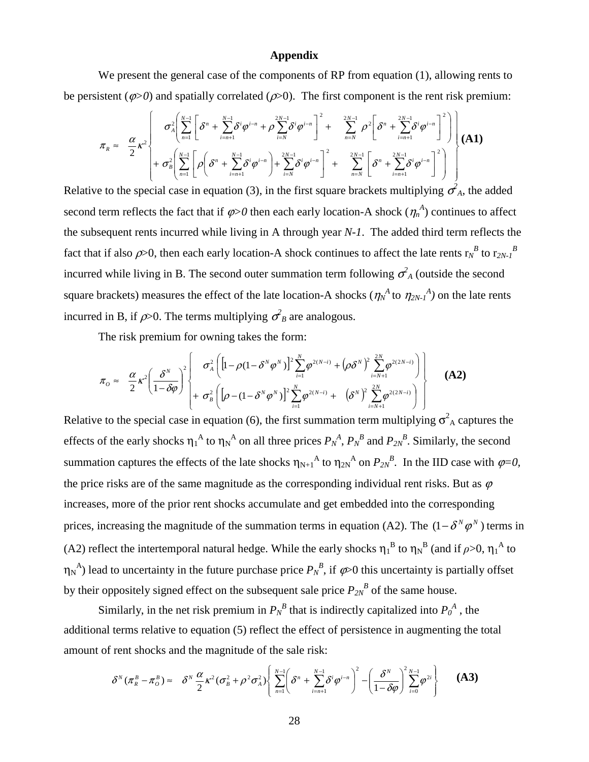## Appendix

We present the general case of the components of RP from equation (1), allowing rents to be persistent ($\varphi > 0$) and spatially correlated ($\rho > 0$). The first component is the rent risk premium:

$$\pi_R \approx \frac{\alpha}{2}\kappa^2 \left\{ \begin{array}{l} \sigma_A^2 \left( \sum_{n=1}^{N-1} \left[ \delta^n + \sum_{i=n+1}^{N-1} \delta^i \varphi^{i-n} + \rho \sum_{i=N}^{2N-1} \delta^i \varphi^{i-n} \right]^2 + \sum_{n=N}^{2N-1} \rho^2 \left[ \delta^n + \sum_{i=n+1}^{2N-1} \delta^i \varphi^{i-n} \right]^2 \right) \\ + \sigma_B^2 \left( \sum_{n=1}^{N-1} \left[ \rho \left( \delta^n + \sum_{i=n+1}^{N-1} \delta^i \varphi^{i-n} \right) + \sum_{i=N}^{2N-1} \delta^i \varphi^{i-n} \right]^2 + \sum_{n=N}^{2N-1} \left[ \delta^n + \sum_{i=n+1}^{2N-1} \delta^i \varphi^{i-n} \right]^2 \right) \end{array} \right\} \quad \textbf{(A1)}$$

Relative to the special case in equation (3), in the first square brackets multiplying $\sigma^2_A$, the added second term reflects the fact that if $\varphi > 0$ then each early location-A shock ($\eta_n^A$) continues to affect the subsequent rents incurred while living in A through year $N-1$. The added third term reflects the fact that if also $\rho > 0$, then each early location-A shock continues to affect the late rents $r_N^B$ to $r_{2N-1}^B$ incurred while living in B. The second outer summation term following $\sigma^2_A$ (outside the second square brackets) measures the effect of the late location-A shocks ($\eta_N^A$ to $\eta_{2N-1}^A$) on the late rents incurred in B, if $\rho > 0$. The terms multiplying $\sigma^2_B$ are analogous.

The risk premium for owning takes the form:

$$\pi_O \approx \frac{\alpha}{2}\kappa^2 \left( \frac{\delta^N}{1-\delta\varphi} \right)^2 \left\{ \begin{array}{l} \sigma_A^2 \left( \left[ 1 - \rho(1-\delta^N \varphi^N) \right]^2 \sum_{i=1}^{N} \varphi^{2(N-i)} + \left( \rho \delta^N \right)^2 \sum_{i=N+1}^{2N} \varphi^{2(2N-i)} \right) \\ + \sigma_B^2 \left( \left[ \rho - (1-\delta^N \varphi^N) \right]^2 \sum_{i=1}^{N} \varphi^{2(N-i)} + \left( \delta^N \right)^2 \sum_{i=N+1}^{2N} \varphi^{2(2N-i)} \right) \end{array} \right\} \quad \textbf{(A2)}$$

Relative to the special case in equation (6), the first summation term multiplying $\sigma^2_A$ captures the effects of the early shocks $\eta_1^A$ to $\eta_N^A$ on all three prices $P_N^A$, $P_N^B$ and $P_{2N}^B$. Similarly, the second summation captures the effects of the late shocks $\eta_{N+1}^A$ to $\eta_{2N}^A$ on $P_{2N}^B$. In the IID case with $\varphi = 0$, the price risks are of the same magnitude as the corresponding individual rent risks. But as $\varphi$ increases, more of the prior rent shocks accumulate and get embedded into the corresponding prices, increasing the magnitude of the summation terms in equation (A2). The $(1-\delta^N\varphi^N)$ terms in (A2) reflect the intertemporal natural hedge. While the early shocks $\eta_1^B$ to $\eta_N^B$ (and if $\rho > 0$, $\eta_1^A$ to $\eta_N^A$) lead to uncertainty in the future purchase price $P_N^B$, if $\varphi > 0$ this uncertainty is partially offset by their oppositely signed effect on the subsequent sale price $P_{2N}^B$ of the same house.

Similarly, in the net risk premium in $P_N^B$ that is indirectly capitalized into $P_0^A$, the additional terms relative to equation (5) reflect the effect of persistence in augmenting the total amount of rent shocks and the magnitude of the sale risk:

$$\delta^N (\pi_R^B - \pi_O^B) \approx \delta^N \frac{\alpha}{2}\kappa^2 (\sigma_B^2 + \rho^2 \sigma_A^2) \left\{ \sum_{n=1}^{N-1} \left( \delta^n + \sum_{i=n+1}^{N-1} \delta^i \varphi^{i-n} \right)^2 - \left( \frac{\delta^N}{1-\delta\varphi} \right)^2 \sum_{i=0}^{N-1} \varphi^{2i} \right\} \quad \textbf{(A3)}$$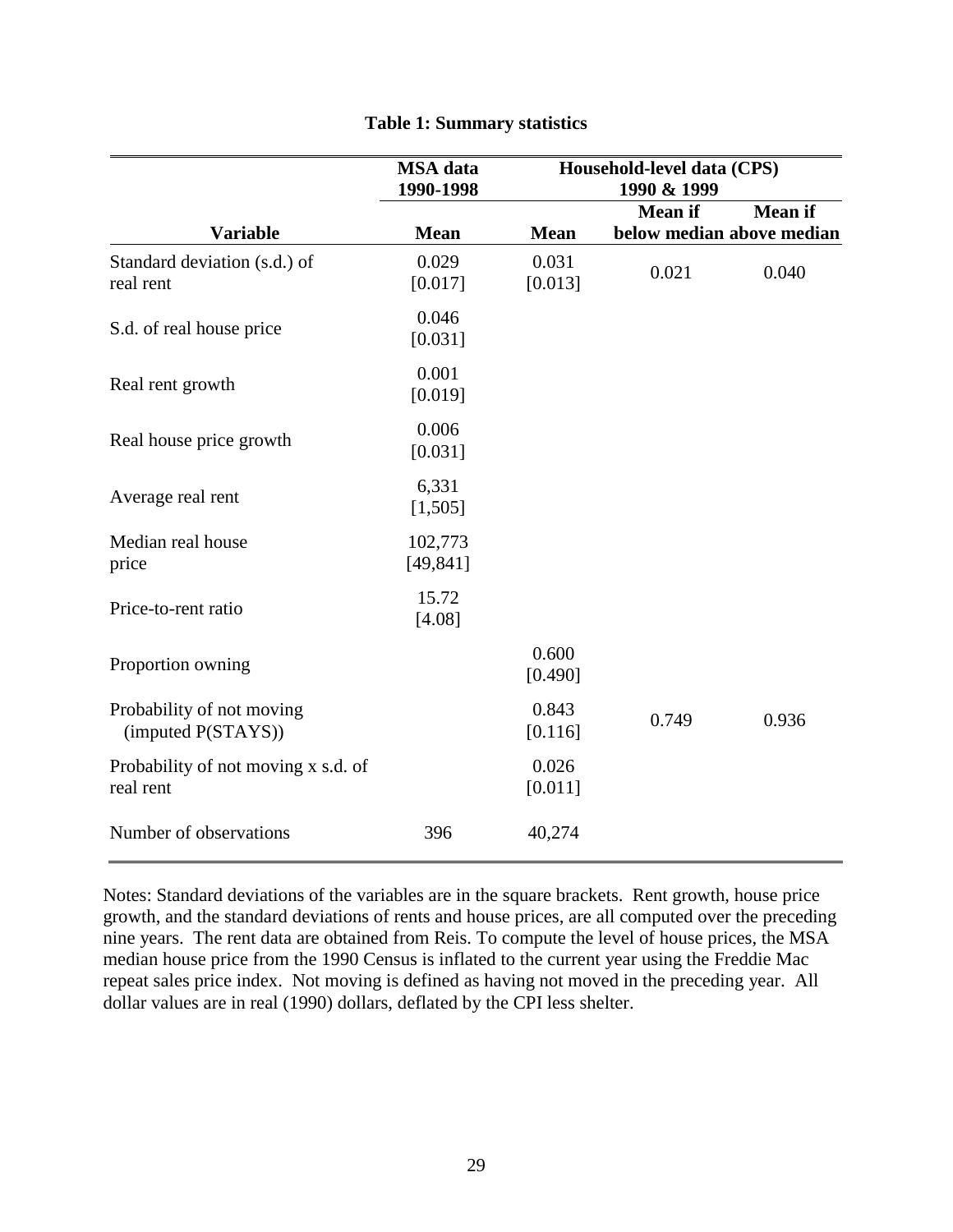**Table 1: Summary statistics**

| Variable | MSA data 1990-1998 | Household-level data (CPS) 1990 & 1999 | | |
|---|---|---|---|---|
| | Mean | Mean | Mean if below median | Mean if above median |
| Standard deviation (s.d.) of real rent | 0.029 [0.017] | 0.031 [0.013] | 0.021 | 0.040 |
| S.d. of real house price | 0.046 [0.031] | | | |
| Real rent growth | 0.001 [0.019] | | | |
| Real house price growth | 0.006 [0.031] | | | |
| Average real rent | 6,331 [1,505] | | | |
| Median real house price | 102,773 [49,841] | | | |
| Price-to-rent ratio | 15.72 [4.08] | | | |
| Proportion owning | | 0.600 [0.490] | | |
| Probability of not moving (imputed P(STAYS)) | | 0.843 [0.116] | 0.749 | 0.936 |
| Probability of not moving x s.d. of real rent | | 0.026 [0.011] | | |
| Number of observations | 396 | 40,274 | | |

Notes: Standard deviations of the variables are in the square brackets. Rent growth, house price growth, and the standard deviations of rents and house prices, are all computed over the preceding nine years. The rent data are obtained from Reis. To compute the level of house prices, the MSA median house price from the 1990 Census is inflated to the current year using the Freddie Mac repeat sales price index. Not moving is defined as having not moved in the preceding year. All dollar values are in real (1990) dollars, deflated by the CPI less shelter.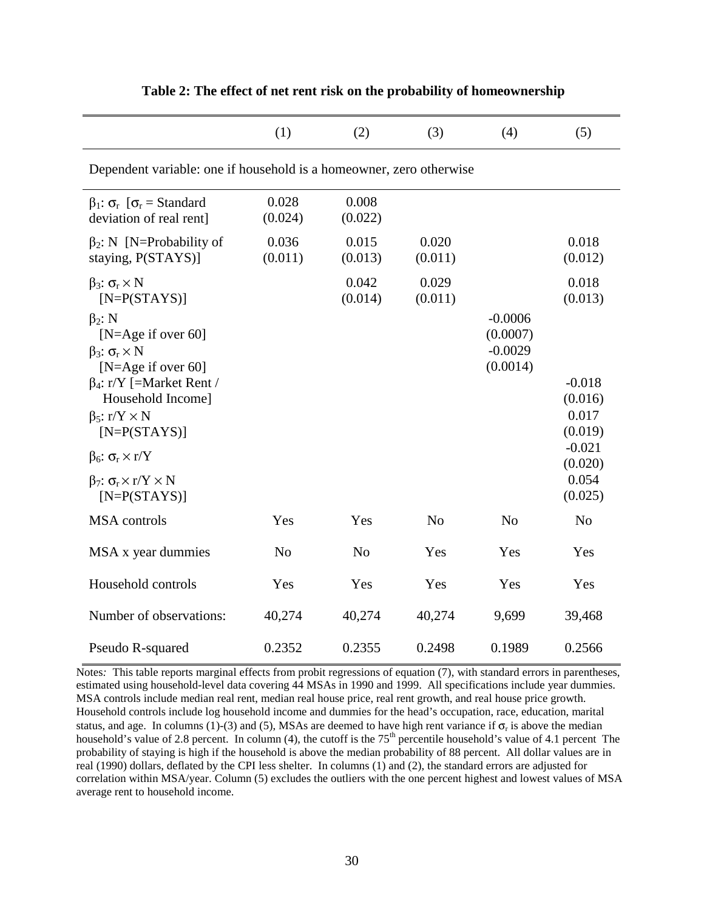**Table 2: The effect of net rent risk on the probability of homeownership**

| | (1) | (2) | (3) | (4) | (5) |
|---|---|---|---|---|---|
| Dependent variable: one if household is a homeowner, zero otherwise | | | | | |
| $\beta_1$: $\sigma_r$ [$\sigma_r$ = Standard deviation of real rent] | 0.028 (0.024) | 0.008 (0.022) | | | |
| $\beta_2$: N [N=Probability of staying, P(STAYS)] | 0.036 (0.011) | 0.015 (0.013) | 0.020 (0.011) | | 0.018 (0.012) |
| $\beta_3$: $\sigma_r \times N$ [N=P(STAYS)] | | 0.042 (0.014) | 0.029 (0.011) | | 0.018 (0.013) |
| $\beta_2$: N [N=Age if over 60] | | | | -0.0006 (0.0007) | |
| $\beta_3$: $\sigma_r \times N$ [N=Age if over 60] | | | | -0.0029 (0.0014) | |
| $\beta_4$: r/Y [=Market Rent / Household Income] | | | | | -0.018 (0.016) |
| $\beta_5$: $r/Y \times N$ [N=P(STAYS)] | | | | | 0.017 (0.019) |
| $\beta_6$: $\sigma_r \times r/Y$ | | | | | -0.021 (0.020) |
| $\beta_7$: $\sigma_r \times r/Y \times N$ [N=P(STAYS)] | | | | | 0.054 (0.025) |
| MSA controls | Yes | Yes | No | No | No |
| MSA x year dummies | No | No | Yes | Yes | Yes |
| Household controls | Yes | Yes | Yes | Yes | Yes |
| Number of observations: | 40,274 | 40,274 | 40,274 | 9,699 | 39,468 |
| Pseudo R-squared | 0.2352 | 0.2355 | 0.2498 | 0.1989 | 0.2566 |

Notes: This table reports marginal effects from probit regressions of equation (7), with standard errors in parentheses, estimated using household-level data covering 44 MSAs in 1990 and 1999. All specifications include year dummies. MSA controls include median real rent, median real house price, real rent growth, and real house price growth. Household controls include log household income and dummies for the head's occupation, race, education, marital status, and age. In columns (1)-(3) and (5), MSAs are deemed to have high rent variance if $\sigma_r$ is above the median household's value of 2.8 percent. In column (4), the cutoff is the 75th percentile household's value of 4.1 percent The probability of staying is high if the household is above the median probability of 88 percent. All dollar values are in real (1990) dollars, deflated by the CPI less shelter. In columns (1) and (2), the standard errors are adjusted for correlation within MSA/year. Column (5) excludes the outliers with the one percent highest and lowest values of MSA average rent to household income.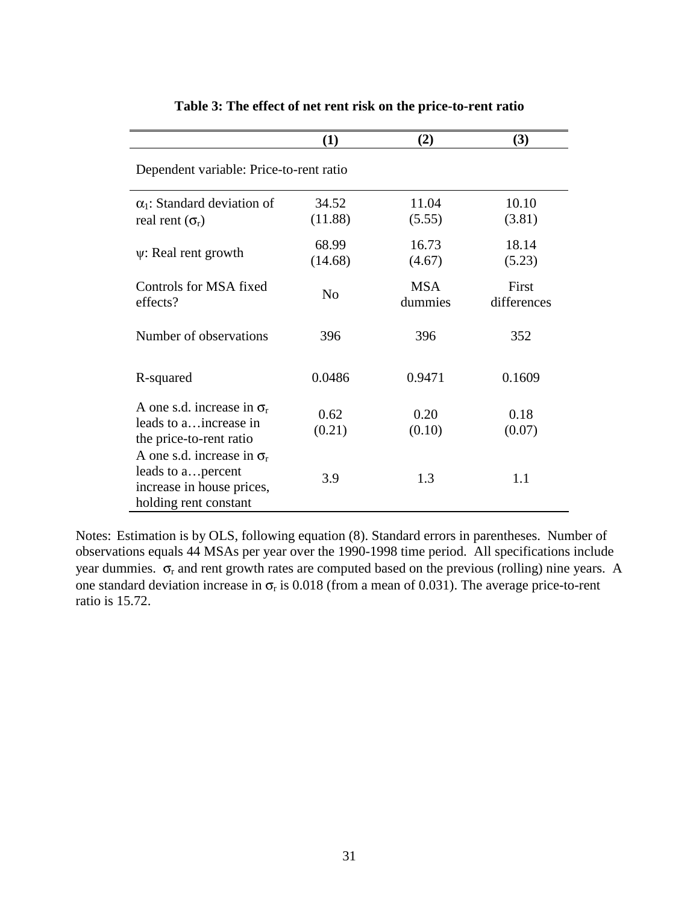**Table 3: The effect of net rent risk on the price-to-rent ratio**

| | (1) | (2) | (3) |
|---|---|---|---|
| Dependent variable: Price-to-rent ratio | | | |
| $\alpha_1$: Standard deviation of real rent ($\sigma_r$) | 34.52<br>(11.88) | 11.04<br>(5.55) | 10.10<br>(3.81) |
| $\psi$: Real rent growth | 68.99<br>(14.68) | 16.73<br>(4.67) | 18.14<br>(5.23) |
| Controls for MSA fixed effects? | No | MSA dummies | First differences |
| Number of observations | 396 | 396 | 352 |
| R-squared | 0.0486 | 0.9471 | 0.1609 |
| A one s.d. increase in $\sigma_r$ leads to a…increase in the price-to-rent ratio | 0.62<br>(0.21) | 0.20<br>(0.10) | 0.18<br>(0.07) |
| A one s.d. increase in $\sigma_r$ leads to a…percent increase in house prices, holding rent constant | 3.9 | 1.3 | 1.1 |

Notes: Estimation is by OLS, following equation (8). Standard errors in parentheses. Number of observations equals 44 MSAs per year over the 1990-1998 time period. All specifications include year dummies. $\sigma_r$ and rent growth rates are computed based on the previous (rolling) nine years. A one standard deviation increase in $\sigma_r$ is 0.018 (from a mean of 0.031). The average price-to-rent ratio is 15.72.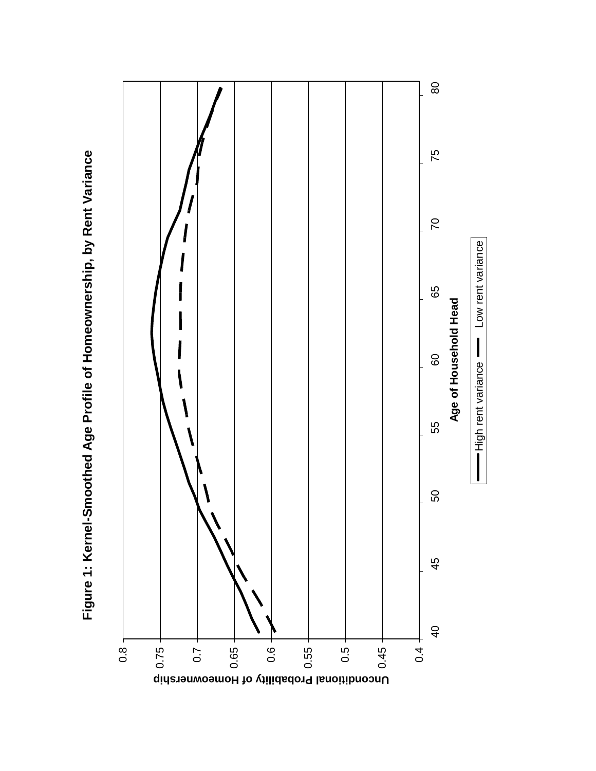**Figure 1: Kernel-Smoothed Age Profile of Homeownership, by Rent Variance**

Unconditional Probability of Homeownership

0.8
0.75
0.7
0.65
0.6
0.55
0.5
0.45
0.4

40
45
50
55
60
65
70
75
80

Age of Household Head

High rent variance
Low rent variance